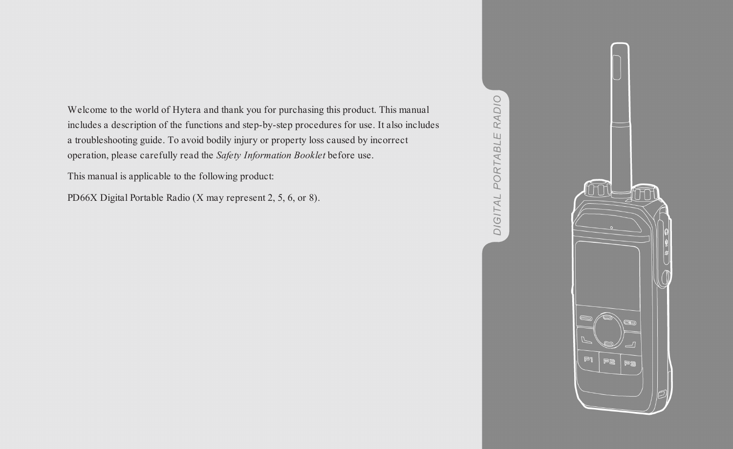Welcome to the world of Hytera and thank you for purchasing this product. This manual includes a description of the functions and step-by-step procedures for use. It also includes a troubleshooting guide. To avoid bodily injury or property loss caused by incorrect operation, please carefully read the *Safety Information Booklet* before use.

This manual is applicable to the following product:

PD66X Digital Portable Radio (X may represent 2, 5, 6, or 8).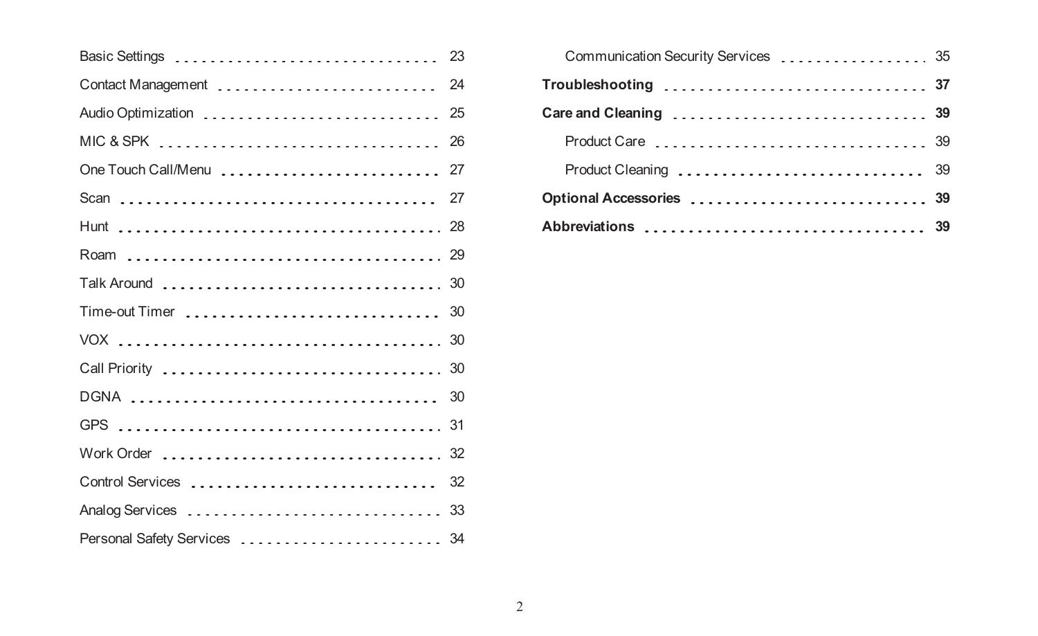Basic Settings . . . . . . . . . . . . . . . . . . . . . . . . . . . . . . 23

Contact Management . . . . . . . . . . . . . . . . . . . . . . . . 24

Audio Optimization . . . . . . . . . . . . . . . . . . . . . . . . . . 25

MIC & SPK . . . . . . . . . . . . . . . . . . . . . . . . . . . . . . . . 26

One Touch Call/Menu . . . . . . . . . . . . . . . . . . . . . . . 27

Scan . . . . . . . . . . . . . . . . . . . . . . . . . . . . . . . . . . . . . 27

Hunt . . . . . . . . . . . . . . . . . . . . . . . . . . . . . . . . . . . . . 28

Roam . . . . . . . . . . . . . . . . . . . . . . . . . . . . . . . . . . . . 29

Talk Around . . . . . . . . . . . . . . . . . . . . . . . . . . . . . . . 30

Time-out Timer . . . . . . . . . . . . . . . . . . . . . . . . . . . . 30

VOX . . . . . . . . . . . . . . . . . . . . . . . . . . . . . . . . . . . . . 30

Call Priority . . . . . . . . . . . . . . . . . . . . . . . . . . . . . . . 30

DGNA . . . . . . . . . . . . . . . . . . . . . . . . . . . . . . . . . . . 30

GPS . . . . . . . . . . . . . . . . . . . . . . . . . . . . . . . . . . . . . 31

Work Order . . . . . . . . . . . . . . . . . . . . . . . . . . . . . . . 32

Control Services . . . . . . . . . . . . . . . . . . . . . . . . . . . 32

Analog Services . . . . . . . . . . . . . . . . . . . . . . . . . . . . 33

Personal Safety Services . . . . . . . . . . . . . . . . . . . . 34

Communication Security Services . . . . . . . . . . . . . . 35

**Troubleshooting . . . . . . . . . . . . . . . . . . . . . . . . . . . . . 37**

**Care and Cleaning . . . . . . . . . . . . . . . . . . . . . . . . . . . 39**

Product Care . . . . . . . . . . . . . . . . . . . . . . . . . . . . . . 39

Product Cleaning . . . . . . . . . . . . . . . . . . . . . . . . . . . 39

**Optional Accessories . . . . . . . . . . . . . . . . . . . . . . . . 39**

**Abbreviations . . . . . . . . . . . . . . . . . . . . . . . . . . . . . . . 39**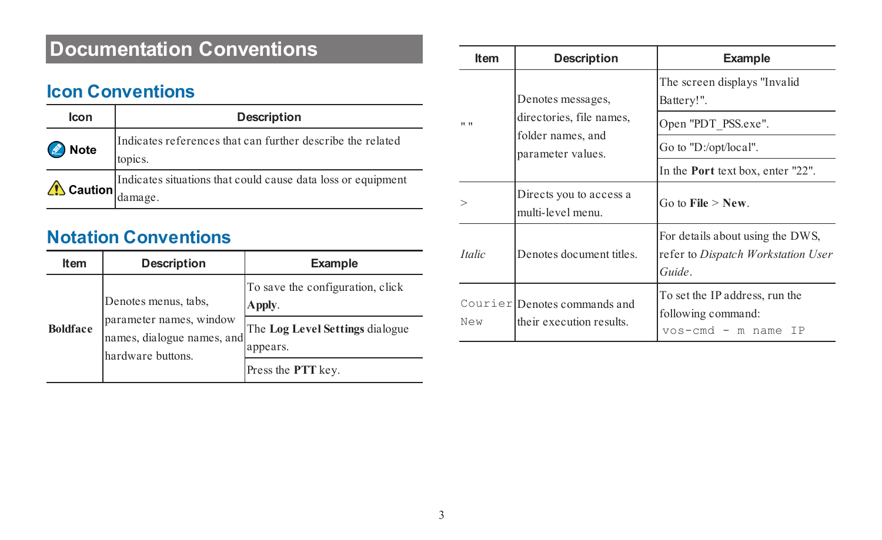# Documentation Conventions

## Icon Conventions

| Icon | Description |
| --- | --- |
| Note | Indicates references that can further describe the related topics. |
| Caution | Indicates situations that could cause data loss or equipment damage. |

## Notation Conventions

| Item | Description | Example |
| --- | --- | --- |
| Boldface | Denotes menus, tabs, parameter names, window names, dialogue names, and hardware buttons. | To save the configuration, click **Apply**. |
| | | The **Log Level Settings** dialogue appears. |
| | | Press the **PTT** key. |
| " " | Denotes messages, directories, file names, folder names, and parameter values. | The screen displays "Invalid Battery!". |
| | | Open "PDT_PSS.exe". |
| | | Go to "D:/opt/local". |
| | | In the **Port** text box, enter "22". |
| > | Directs you to access a multi-level menu. | Go to **File** > **New**. |
| *Italic* | Denotes document titles. | For details about using the DWS, refer to *Dispatch Workstation User Guide*. |
| `Courier New` | Denotes commands and their execution results. | To set the IP address, run the following command: `vos-cmd - m name IP` |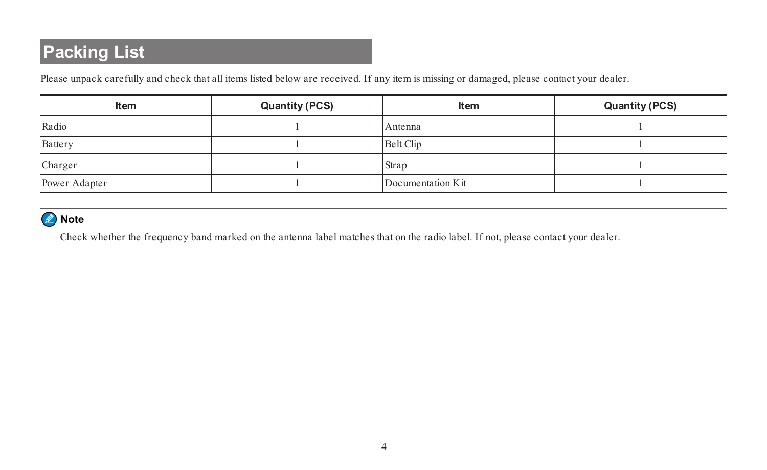# Packing List

Please unpack carefully and check that all items listed below are received. If any item is missing or damaged, please contact your dealer.

| Item | Quantity (PCS) | Item | Quantity (PCS) |
|---|---|---|---|
| Radio | 1 | Antenna | 1 |
| Battery | 1 | Belt Clip | 1 |
| Charger | 1 | Strap | 1 |
| Power Adapter | 1 | Documentation Kit | 1 |

**Note**

Check whether the frequency band marked on the antenna label matches that on the radio label. If not, please contact your dealer.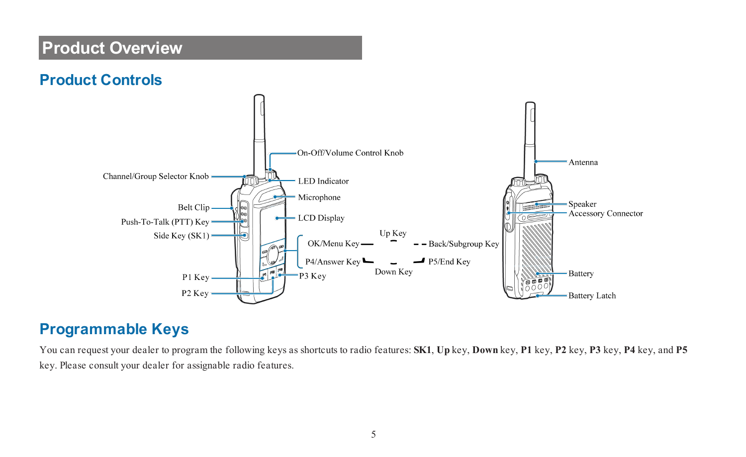# Product Overview

## Product Controls

On-Off/Volume Control Knob

Channel/Group Selector Knob

LED Indicator

Microphone

Belt Clip

Push-To-Talk (PTT) Key

LCD Display

Side Key (SK1)

Up Key

OK/Menu Key

Back/Subgroup Key

P4/Answer Key

P5/End Key

Down Key

P1 Key

P3 Key

P2 Key

Antenna

Speaker

Accessory Connector

Battery

Battery Latch

## Programmable Keys

You can request your dealer to program the following keys as shortcuts to radio features: **SK1**, **Up** key, **Down** key, **P1** key, **P2** key, **P3** key, **P4** key, and **P5** key. Please consult your dealer for assignable radio features.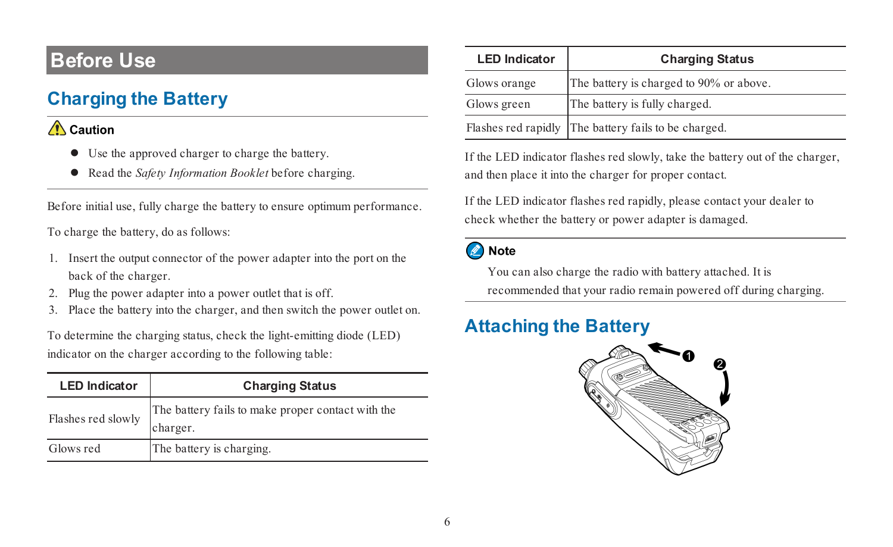# Before Use

## Charging the Battery

**Caution**

- Use the approved charger to charge the battery.
- Read the *Safety Information Booklet* before charging.

Before initial use, fully charge the battery to ensure optimum performance.

To charge the battery, do as follows:

1. Insert the output connector of the power adapter into the port on the back of the charger.
2. Plug the power adapter into a power outlet that is off.
3. Place the battery into the charger, and then switch the power outlet on.

To determine the charging status, check the light-emitting diode (LED) indicator on the charger according to the following table:

| LED Indicator | Charging Status |
|---|---|
| Flashes red slowly | The battery fails to make proper contact with the charger. |
| Glows red | The battery is charging. |
| Glows orange | The battery is charged to 90% or above. |
| Glows green | The battery is fully charged. |
| Flashes red rapidly | The battery fails to be charged. |

If the LED indicator flashes red slowly, take the battery out of the charger, and then place it into the charger for proper contact.

If the LED indicator flashes red rapidly, please contact your dealer to check whether the battery or power adapter is damaged.

**Note**

You can also charge the radio with battery attached. It is recommended that your radio remain powered off during charging.

## Attaching the Battery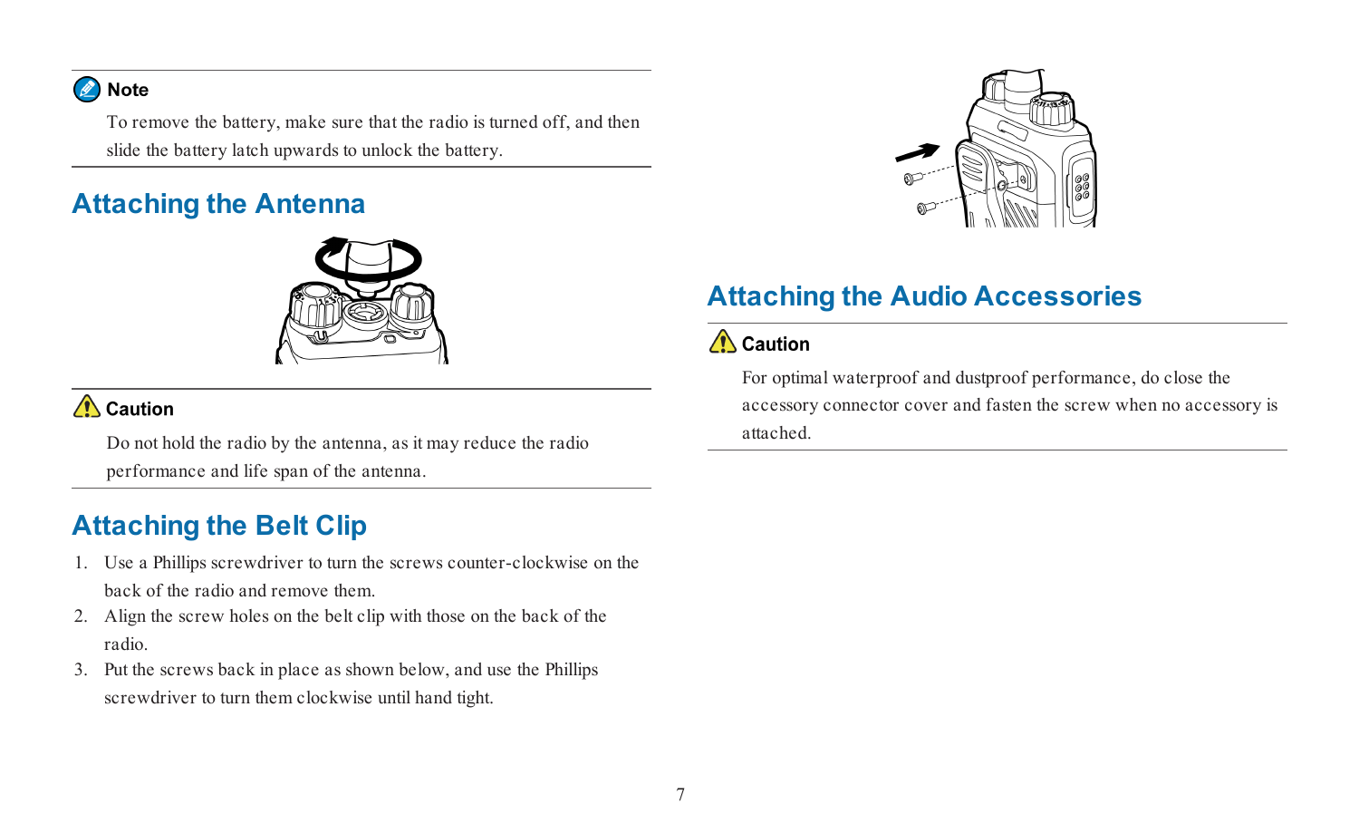**Note**

To remove the battery, make sure that the radio is turned off, and then slide the battery latch upwards to unlock the battery.

## Attaching the Antenna

**Caution**

Do not hold the radio by the antenna, as it may reduce the radio performance and life span of the antenna.

## Attaching the Belt Clip

1. Use a Phillips screwdriver to turn the screws counter-clockwise on the back of the radio and remove them.
2. Align the screw holes on the belt clip with those on the back of the radio.
3. Put the screws back in place as shown below, and use the Phillips screwdriver to turn them clockwise until hand tight.

## Attaching the Audio Accessories

**Caution**

For optimal waterproof and dustproof performance, do close the accessory connector cover and fasten the screw when no accessory is attached.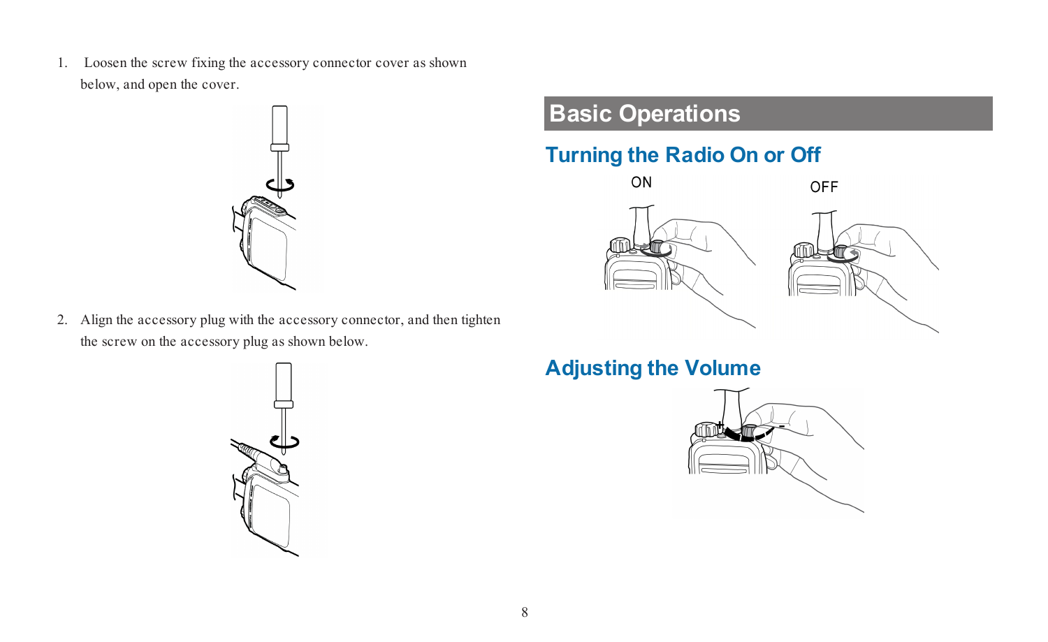1. Loosen the screw fixing the accessory connector cover as shown below, and open the cover.

2. Align the accessory plug with the accessory connector, and then tighten the screw on the accessory plug as shown below.

# Basic Operations

## Turning the Radio On or Off

ON

OFF

## Adjusting the Volume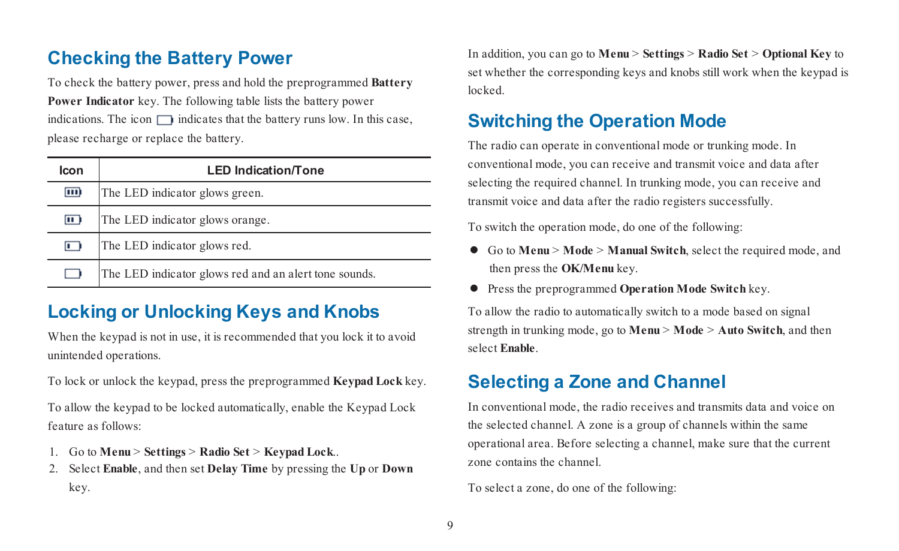## Checking the Battery Power

To check the battery power, press and hold the preprogrammed **Battery Power Indicator** key. The following table lists the battery power indications. The icon ▭ indicates that the battery runs low. In this case, please recharge or replace the battery.

| Icon | LED Indication/Tone |
|---|---|
| ▮▮▮ | The LED indicator glows green. |
| ▮▮ | The LED indicator glows orange. |
| ▮ | The LED indicator glows red. |
| ▭ | The LED indicator glows red and an alert tone sounds. |

## Locking or Unlocking Keys and Knobs

When the keypad is not in use, it is recommended that you lock it to avoid unintended operations.

To lock or unlock the keypad, press the preprogrammed **Keypad Lock** key.

To allow the keypad to be locked automatically, enable the Keypad Lock feature as follows:

1. Go to **Menu** > **Settings** > **Radio Set** > **Keypad Lock**..
2. Select **Enable**, and then set **Delay Time** by pressing the **Up** or **Down** key.

In addition, you can go to **Menu** > **Settings** > **Radio Set** > **Optional Key** to set whether the corresponding keys and knobs still work when the keypad is locked.

## Switching the Operation Mode

The radio can operate in conventional mode or trunking mode. In conventional mode, you can receive and transmit voice and data after selecting the required channel. In trunking mode, you can receive and transmit voice and data after the radio registers successfully.

To switch the operation mode, do one of the following:

- Go to **Menu** > **Mode** > **Manual Switch**, select the required mode, and then press the **OK/Menu** key.
- Press the preprogrammed **Operation Mode Switch** key.

To allow the radio to automatically switch to a mode based on signal strength in trunking mode, go to **Menu** > **Mode** > **Auto Switch**, and then select **Enable**.

## Selecting a Zone and Channel

In conventional mode, the radio receives and transmits data and voice on the selected channel. A zone is a group of channels within the same operational area. Before selecting a channel, make sure that the current zone contains the channel.

To select a zone, do one of the following: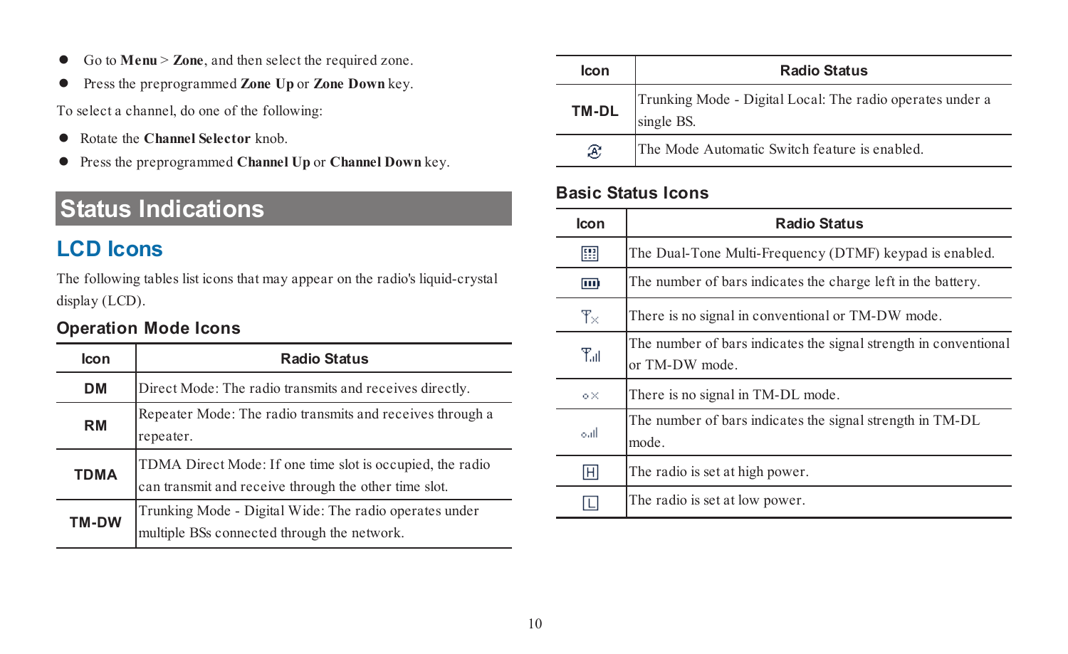- Go to **Menu** > **Zone**, and then select the required zone.
- Press the preprogrammed **Zone Up** or **Zone Down** key.

To select a channel, do one of the following:

- Rotate the **Channel Selector** knob.
- Press the preprogrammed **Channel Up** or **Channel Down** key.

# Status Indications

## LCD Icons

The following tables list icons that may appear on the radio's liquid-crystal display (LCD).

### Operation Mode Icons

| Icon | Radio Status |
|---|---|
| DM | Direct Mode: The radio transmits and receives directly. |
| RM | Repeater Mode: The radio transmits and receives through a repeater. |
| TDMA | TDMA Direct Mode: If one time slot is occupied, the radio can transmit and receive through the other time slot. |
| TM-DW | Trunking Mode - Digital Wide: The radio operates under multiple BSs connected through the network. |
| TM-DL | Trunking Mode - Digital Local: The radio operates under a single BS. |
| | The Mode Automatic Switch feature is enabled. |

### Basic Status Icons

| Icon | Radio Status |
|---|---|
| | The Dual-Tone Multi-Frequency (DTMF) keypad is enabled. |
| | The number of bars indicates the charge left in the battery. |
| | There is no signal in conventional or TM-DW mode. |
| | The number of bars indicates the signal strength in conventional or TM-DW mode. |
| | There is no signal in TM-DL mode. |
| | The number of bars indicates the signal strength in TM-DL mode. |
| H | The radio is set at high power. |
| L | The radio is set at low power. |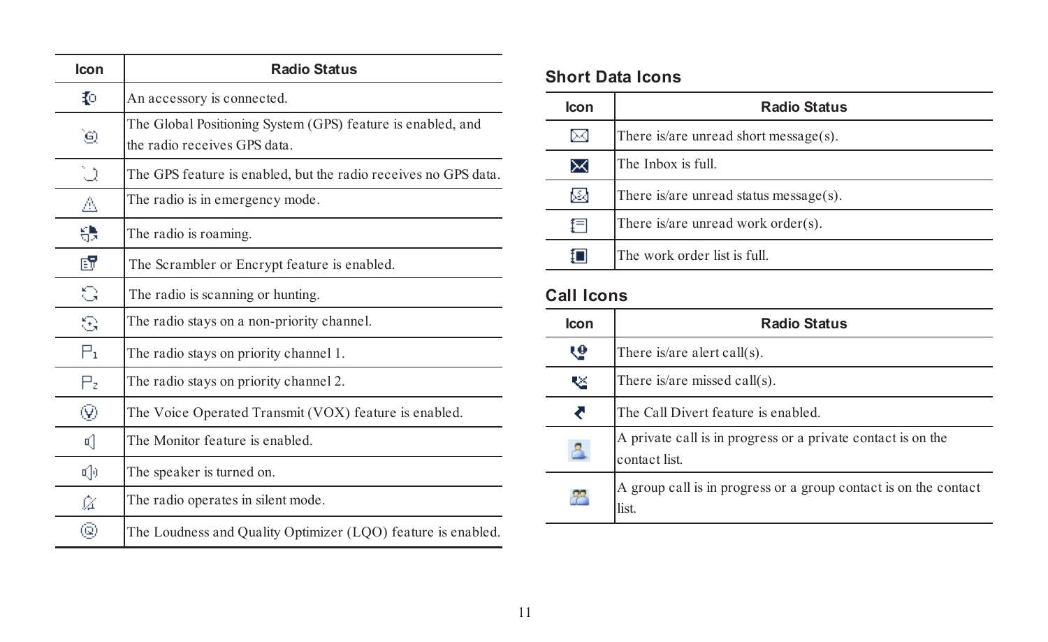| Icon | Radio Status |
| --- | --- |
|  | An accessory is connected. |
|  | The Global Positioning System (GPS) feature is enabled, and the radio receives GPS data. |
|  | The GPS feature is enabled, but the radio receives no GPS data. |
|  | The radio is in emergency mode. |
|  | The radio is roaming. |
|  | The Scrambler or Encrypt feature is enabled. |
|  | The radio is scanning or hunting. |
|  | The radio stays on a non-priority channel. |
|  | The radio stays on priority channel 1. |
|  | The radio stays on priority channel 2. |
|  | The Voice Operated Transmit (VOX) feature is enabled. |
|  | The Monitor feature is enabled. |
|  | The speaker is turned on. |
|  | The radio operates in silent mode. |
|  | The Loudness and Quality Optimizer (LQO) feature is enabled. |

## Short Data Icons

| Icon | Radio Status |
| --- | --- |
|  | There is/are unread short message(s). |
|  | The Inbox is full. |
|  | There is/are unread status message(s). |
|  | There is/are unread work order(s). |
|  | The work order list is full. |

## Call Icons

| Icon | Radio Status |
| --- | --- |
|  | There is/are alert call(s). |
|  | There is/are missed call(s). |
|  | The Call Divert feature is enabled. |
|  | A private call is in progress or a private contact is on the contact list. |
|  | A group call is in progress or a group contact is on the contact list. |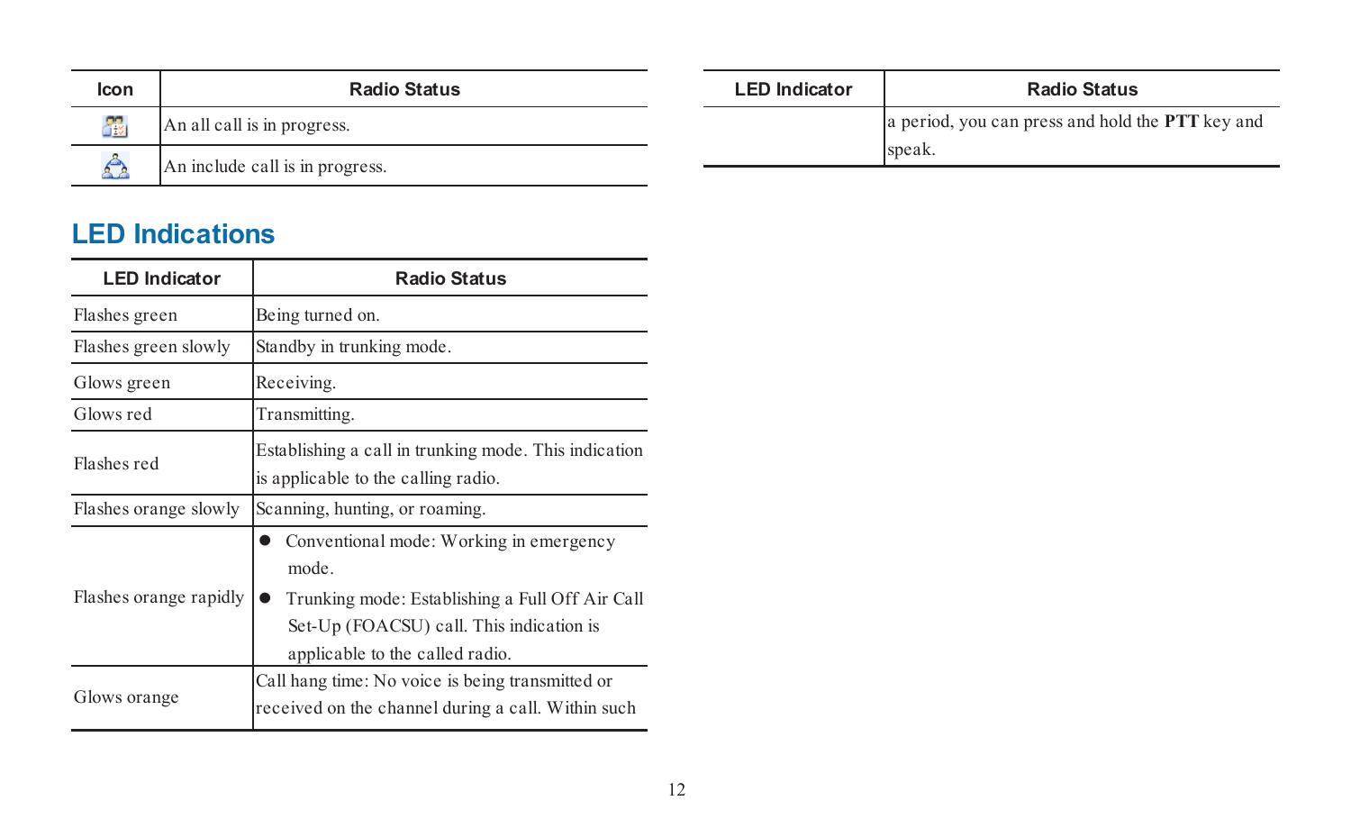| Icon | Radio Status |
| --- | --- |
|  | An all call is in progress. |
|  | An include call is in progress. |

## LED Indications

| LED Indicator | Radio Status |
| --- | --- |
| Flashes green | Being turned on. |
| Flashes green slowly | Standby in trunking mode. |
| Glows green | Receiving. |
| Glows red | Transmitting. |
| Flashes red | Establishing a call in trunking mode. This indication is applicable to the calling radio. |
| Flashes orange slowly | Scanning, hunting, or roaming. |
| Flashes orange rapidly | ● Conventional mode: Working in emergency mode. ● Trunking mode: Establishing a Full Off Air Call Set-Up (FOACSU) call. This indication is applicable to the called radio. |
| Glows orange | Call hang time: No voice is being transmitted or received on the channel during a call. Within such a period, you can press and hold the **PTT** key and speak. |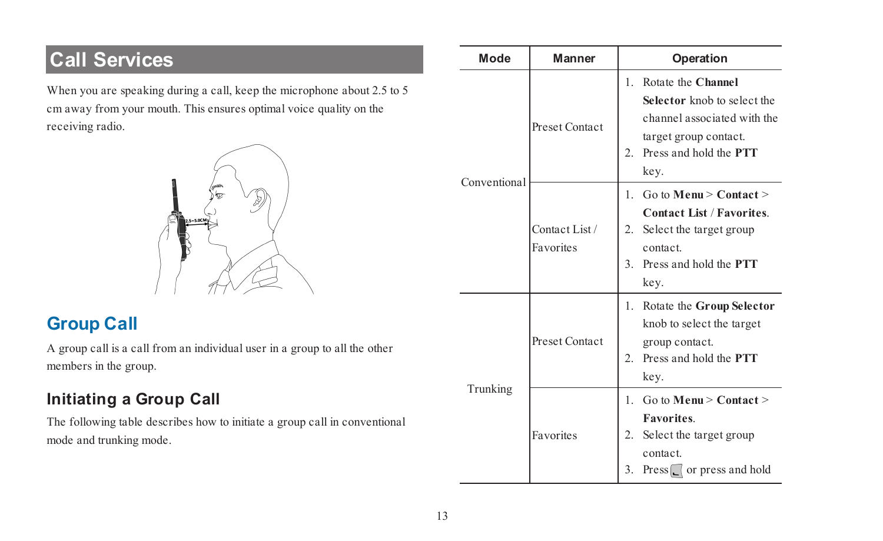# Call Services

When you are speaking during a call, keep the microphone about 2.5 to 5 cm away from your mouth. This ensures optimal voice quality on the receiving radio.

## Group Call

A group call is a call from an individual user in a group to all the other members in the group.

### Initiating a Group Call

The following table describes how to initiate a group call in conventional mode and trunking mode.

| Mode | Manner | Operation |
| --- | --- | --- |
| Conventional | Preset Contact | 1. Rotate the **Channel Selector** knob to select the channel associated with the target group contact.<br>2. Press and hold the **PTT** key. |
| | Contact List / Favorites | 1. Go to **Menu** > **Contact** > **Contact List** / **Favorites**.<br>2. Select the target group contact.<br>3. Press and hold the **PTT** key. |
| Trunking | Preset Contact | 1. Rotate the **Group Selector** knob to select the target group contact.<br>2. Press and hold the **PTT** key. |
| | Favorites | 1. Go to **Menu** > **Contact** > **Favorites**.<br>2. Select the target group contact.<br>3. Press or press and hold |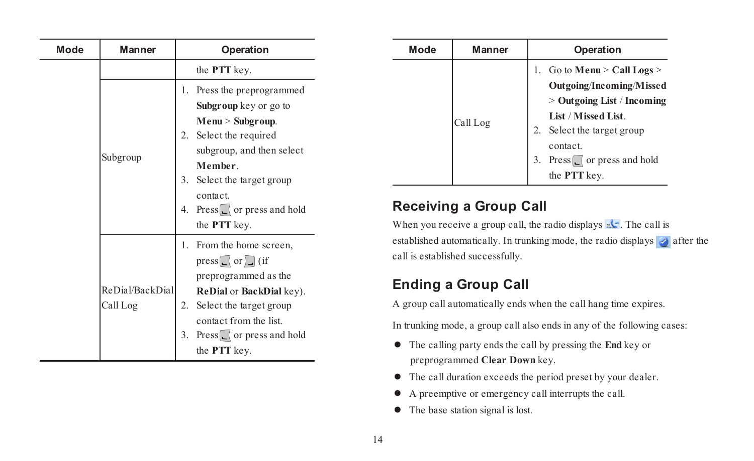| Mode | Manner | Operation |
| --- | --- | --- |
| | | the **PTT** key. |
| | Subgroup | 1. Press the preprogrammed **Subgroup** key or go to **Menu** > **Subgroup**. 2. Select the required subgroup, and then select **Member**. 3. Select the target group contact. 4. Press or press and hold the **PTT** key. |
| | ReDial/BackDial Call Log | 1. From the home screen, press or (if preprogrammed as the **ReDial** or **BackDial** key). 2. Select the target group contact from the list. 3. Press or press and hold the **PTT** key. |

| Mode | Manner | Operation |
| --- | --- | --- |
| | Call Log | 1. Go to **Menu** > **Call Logs** > **Outgoing/Incoming/Missed** > **Outgoing List** / **Incoming List** / **Missed List**. 2. Select the target group contact. 3. Press or press and hold the **PTT** key. |

## Receiving a Group Call

When you receive a group call, the radio displays . The call is established automatically. In trunking mode, the radio displays after the call is established successfully.

## Ending a Group Call

A group call automatically ends when the call hang time expires.

In trunking mode, a group call also ends in any of the following cases:

- The calling party ends the call by pressing the **End** key or preprogrammed **Clear Down** key.
- The call duration exceeds the period preset by your dealer.
- A preemptive or emergency call interrupts the call.
- The base station signal is lost.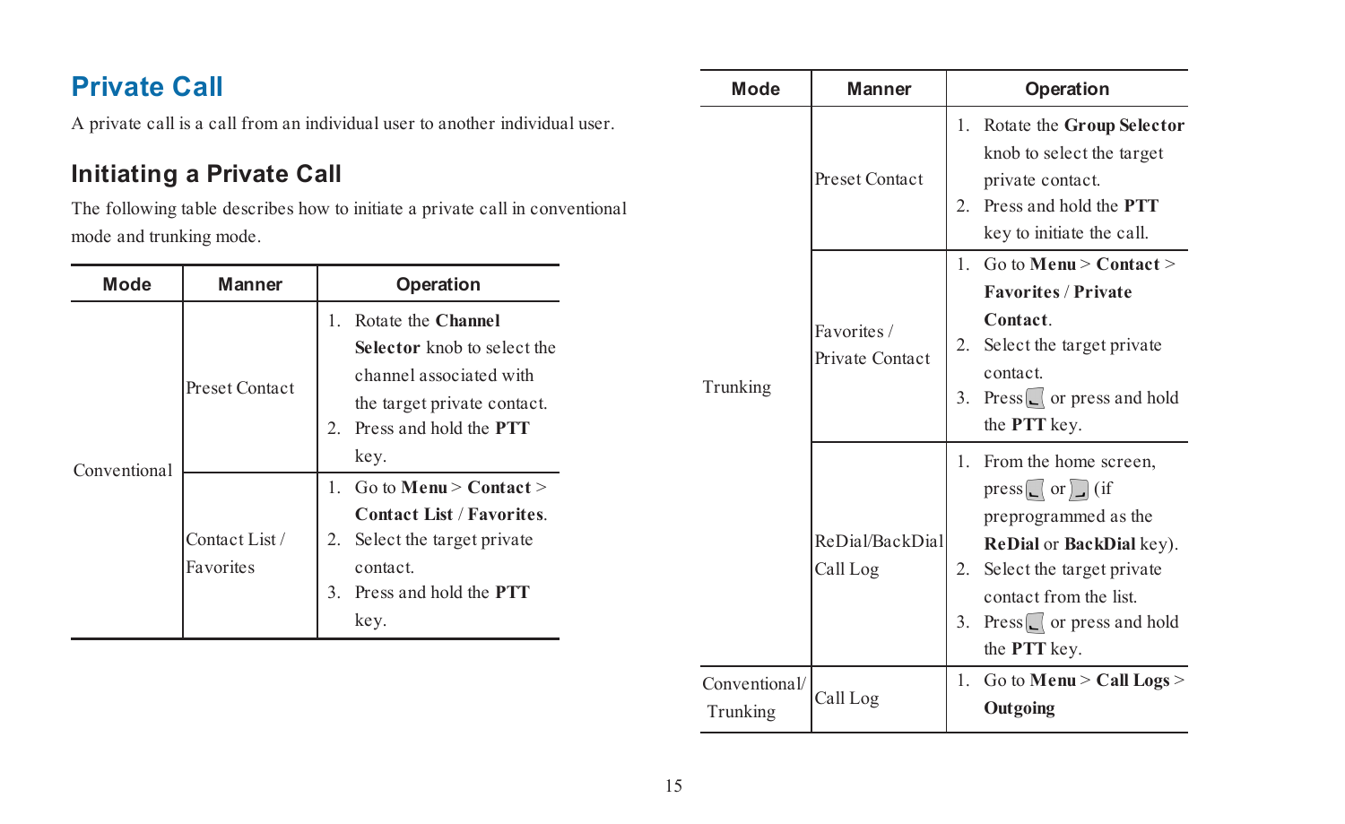# Private Call

A private call is a call from an individual user to another individual user.

## Initiating a Private Call

The following table describes how to initiate a private call in conventional mode and trunking mode.

| Mode | Manner | Operation |
| --- | --- | --- |
| Conventional | Preset Contact | 1. Rotate the **Channel Selector** knob to select the channel associated with the target private contact.<br>2. Press and hold the **PTT** key. |
| | Contact List / Favorites | 1. Go to **Menu** > **Contact** > **Contact List** / **Favorites**.<br>2. Select the target private contact.<br>3. Press and hold the **PTT** key. |
| Trunking | Preset Contact | 1. Rotate the **Group Selector** knob to select the target private contact.<br>2. Press and hold the **PTT** key to initiate the call. |
| | Favorites / Private Contact | 1. Go to **Menu** > **Contact** > **Favorites** / **Private Contact**.<br>2. Select the target private contact.<br>3. Press [key] or press and hold the **PTT** key. |
| | ReDial/BackDial Call Log | 1. From the home screen, press [key] or [key] (if preprogrammed as the **ReDial** or **BackDial** key).<br>2. Select the target private contact from the list.<br>3. Press [key] or press and hold the **PTT** key. |
| Conventional/ Trunking | Call Log | 1. Go to **Menu** > **Call Logs** > **Outgoing** |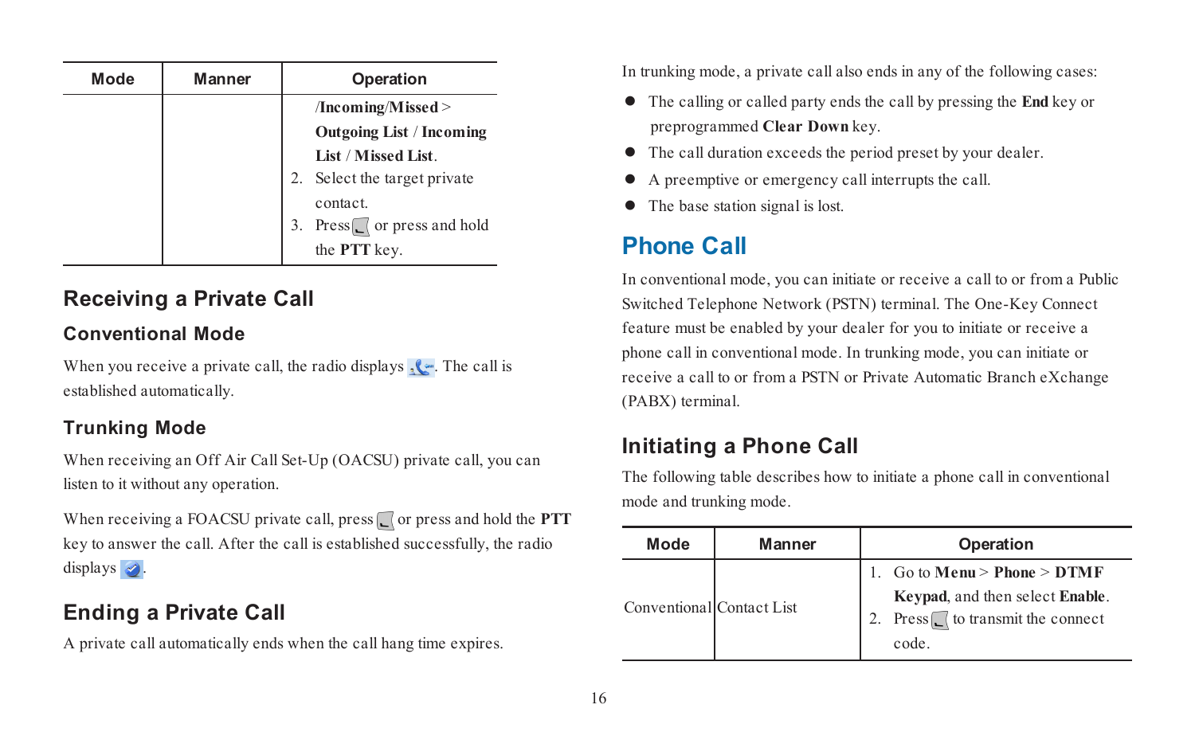| Mode | Manner | Operation |
|---|---|---|
| | | **/Incoming/Missed** > **Outgoing List** / **Incoming List** / **Missed List**.<br>2. Select the target private contact.<br>3. Press or press and hold the **PTT** key. |

## Receiving a Private Call

### Conventional Mode

When you receive a private call, the radio displays . The call is established automatically.

### Trunking Mode

When receiving an Off Air Call Set-Up (OACSU) private call, you can listen to it without any operation.

When receiving a FOACSU private call, press or press and hold the **PTT** key to answer the call. After the call is established successfully, the radio displays .

## Ending a Private Call

A private call automatically ends when the call hang time expires.

In trunking mode, a private call also ends in any of the following cases:

- The calling or called party ends the call by pressing the **End** key or preprogrammed **Clear Down** key.
- The call duration exceeds the period preset by your dealer.
- A preemptive or emergency call interrupts the call.
- The base station signal is lost.

# Phone Call

In conventional mode, you can initiate or receive a call to or from a Public Switched Telephone Network (PSTN) terminal. The One-Key Connect feature must be enabled by your dealer for you to initiate or receive a phone call in conventional mode. In trunking mode, you can initiate or receive a call to or from a PSTN or Private Automatic Branch eXchange (PABX) terminal.

## Initiating a Phone Call

The following table describes how to initiate a phone call in conventional mode and trunking mode.

| Mode | Manner | Operation |
|---|---|---|
| Conventional | Contact List | 1. Go to **Menu** > **Phone** > **DTMF Keypad**, and then select **Enable**.<br>2. Press to transmit the connect code. |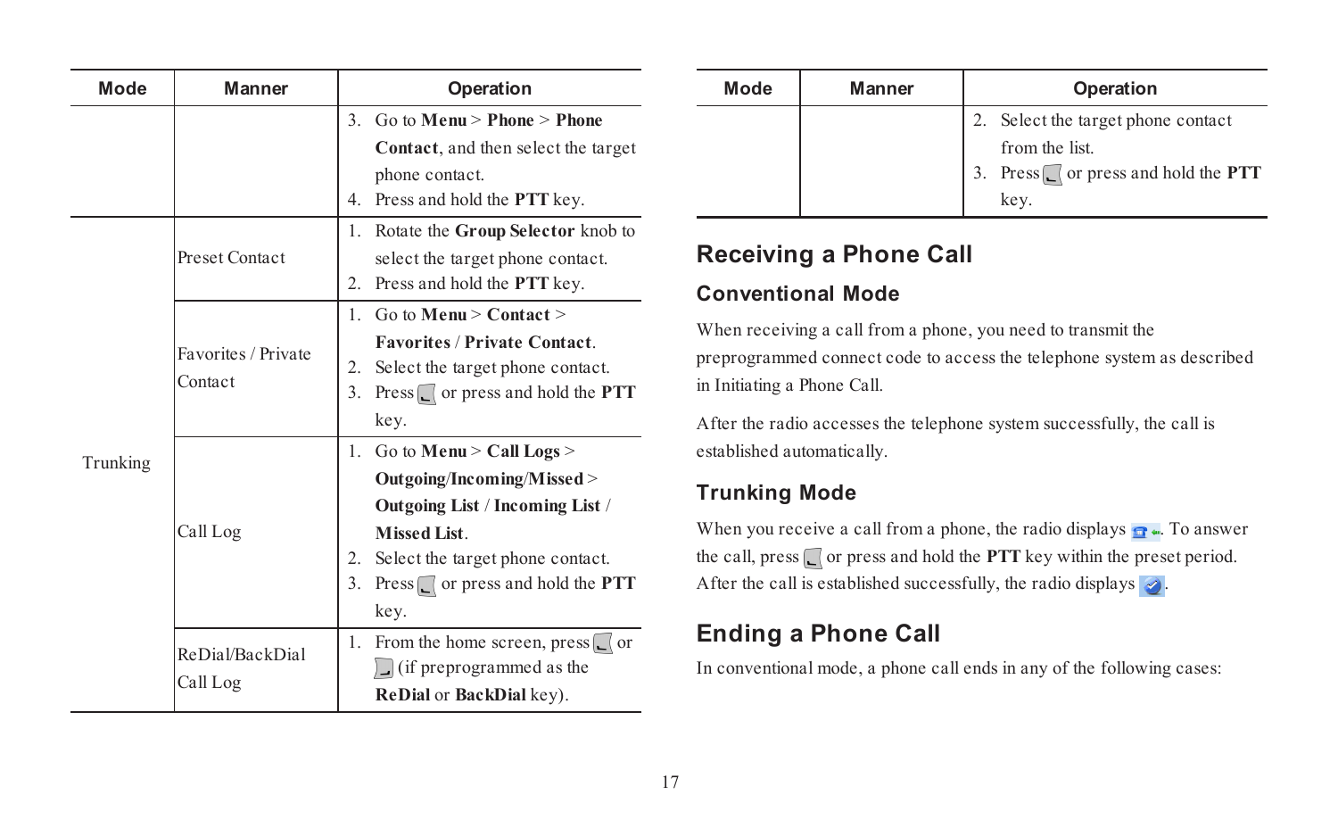| Mode | Manner | Operation |
|---|---|---|
| | | 3. Go to **Menu** > **Phone** > **Phone Contact**, and then select the target phone contact.<br>4. Press and hold the **PTT** key. |
| Trunking | Preset Contact | 1. Rotate the **Group Selector** knob to select the target phone contact.<br>2. Press and hold the **PTT** key. |
| | Favorites / Private Contact | 1. Go to **Menu** > **Contact** > **Favorites** / **Private Contact**.<br>2. Select the target phone contact.<br>3. Press or press and hold the **PTT** key. |
| | Call Log | 1. Go to **Menu** > **Call Logs** > **Outgoing**/**Incoming**/**Missed** > **Outgoing List** / **Incoming List** / **Missed List**.<br>2. Select the target phone contact.<br>3. Press or press and hold the **PTT** key. |
| | ReDial/BackDial Call Log | 1. From the home screen, press or (if preprogrammed as the **ReDial** or **BackDial** key). |

| Mode | Manner | Operation |
|---|---|---|
| | | 2. Select the target phone contact from the list.<br>3. Press or press and hold the **PTT** key. |

## Receiving a Phone Call

### Conventional Mode

When receiving a call from a phone, you need to transmit the preprogrammed connect code to access the telephone system as described in Initiating a Phone Call.

After the radio accesses the telephone system successfully, the call is established automatically.

### Trunking Mode

When you receive a call from a phone, the radio displays . To answer the call, press or press and hold the **PTT** key within the preset period. After the call is established successfully, the radio displays .

## Ending a Phone Call

In conventional mode, a phone call ends in any of the following cases: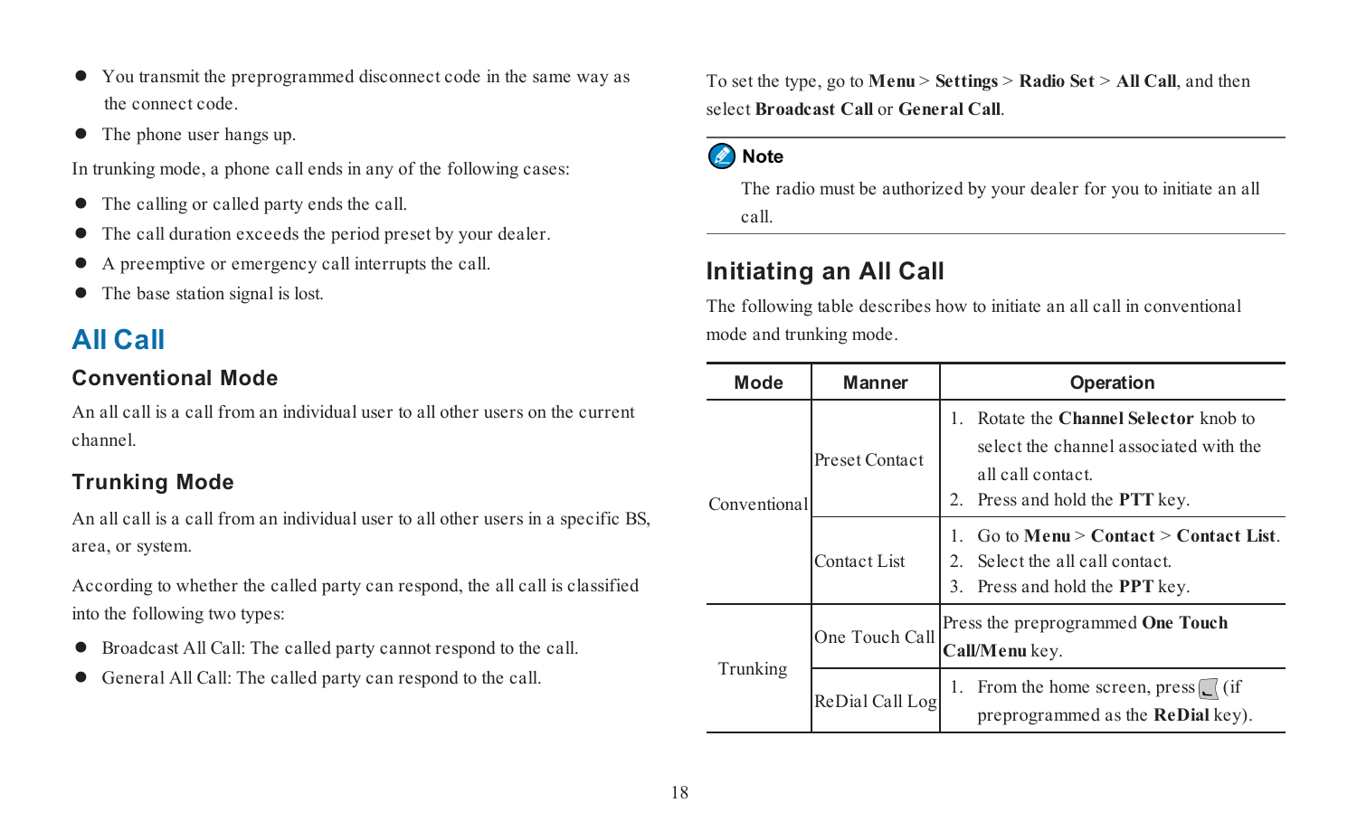- You transmit the preprogrammed disconnect code in the same way as the connect code.
- The phone user hangs up.

In trunking mode, a phone call ends in any of the following cases:

- The calling or called party ends the call.
- The call duration exceeds the period preset by your dealer.
- A preemptive or emergency call interrupts the call.
- The base station signal is lost.

# All Call

## Conventional Mode

An all call is a call from an individual user to all other users on the current channel.

## Trunking Mode

An all call is a call from an individual user to all other users in a specific BS, area, or system.

According to whether the called party can respond, the all call is classified into the following two types:

- Broadcast All Call: The called party cannot respond to the call.
- General All Call: The called party can respond to the call.

To set the type, go to **Menu** > **Settings** > **Radio Set** > **All Call**, and then select **Broadcast Call** or **General Call**.

**Note**

The radio must be authorized by your dealer for you to initiate an all call.

## Initiating an All Call

The following table describes how to initiate an all call in conventional mode and trunking mode.

| Mode | Manner | Operation |
|---|---|---|
| Conventional | Preset Contact | 1. Rotate the **Channel Selector** knob to select the channel associated with the all call contact.<br>2. Press and hold the **PTT** key. |
| | Contact List | 1. Go to **Menu** > **Contact** > **Contact List**.<br>2. Select the all call contact.<br>3. Press and hold the **PPT** key. |
| Trunking | One Touch Call | Press the preprogrammed **One Touch Call/Menu** key. |
| | ReDial Call Log | 1. From the home screen, press (if preprogrammed as the **ReDial** key). |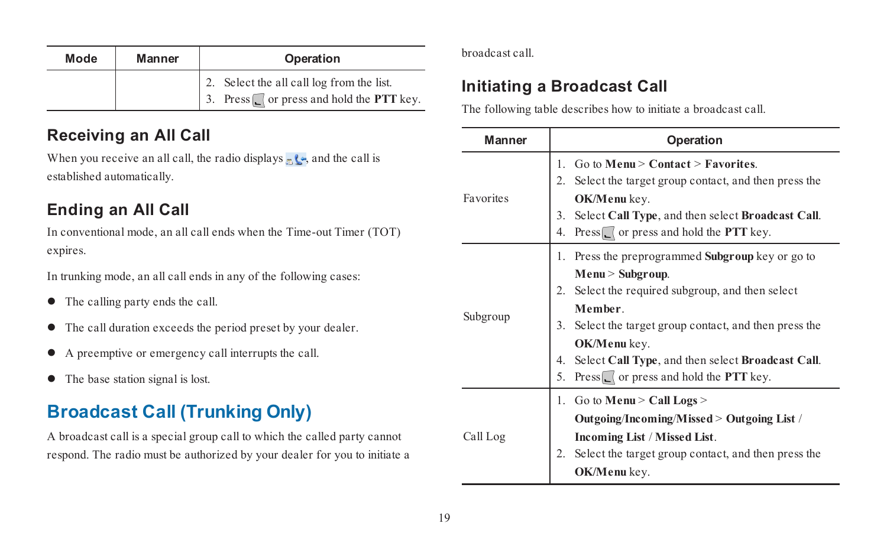| Mode | Manner | Operation |
|---|---|---|
| | | 2. Select the all call log from the list.<br>3. Press or press and hold the **PTT** key. |

## Receiving an All Call

When you receive an all call, the radio displays , and the call is established automatically.

## Ending an All Call

In conventional mode, an all call ends when the Time-out Timer (TOT) expires.

In trunking mode, an all call ends in any of the following cases:

- The calling party ends the call.
- The call duration exceeds the period preset by your dealer.
- A preemptive or emergency call interrupts the call.
- The base station signal is lost.

# Broadcast Call (Trunking Only)

A broadcast call is a special group call to which the called party cannot respond. The radio must be authorized by your dealer for you to initiate a broadcast call.

## Initiating a Broadcast Call

The following table describes how to initiate a broadcast call.

| Manner | Operation |
|---|---|
| Favorites | 1. Go to **Menu** > **Contact** > **Favorites**.<br>2. Select the target group contact, and then press the **OK/Menu** key.<br>3. Select **Call Type**, and then select **Broadcast Call**.<br>4. Press or press and hold the **PTT** key. |
| Subgroup | 1. Press the preprogrammed **Subgroup** key or go to **Menu** > **Subgroup**.<br>2. Select the required subgroup, and then select **Member**.<br>3. Select the target group contact, and then press the **OK/Menu** key.<br>4. Select **Call Type**, and then select **Broadcast Call**.<br>5. Press or press and hold the **PTT** key. |
| Call Log | 1. Go to **Menu** > **Call Logs** > **Outgoing/Incoming/Missed** > **Outgoing List** / **Incoming List** / **Missed List**.<br>2. Select the target group contact, and then press the **OK/Menu** key. |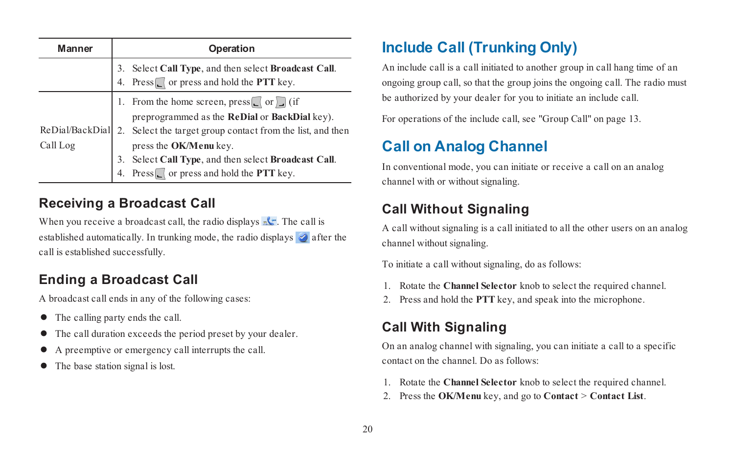| Manner | Operation |
| --- | --- |
| | 3. Select **Call Type**, and then select **Broadcast Call**.<br>4. Press or press and hold the **PTT** key. |
| ReDial/BackDial Call Log | 1. From the home screen, press or (if preprogrammed as the **ReDial** or **BackDial** key).<br>2. Select the target group contact from the list, and then press the **OK/Menu** key.<br>3. Select **Call Type**, and then select **Broadcast Call**.<br>4. Press or press and hold the **PTT** key. |

## Receiving a Broadcast Call

When you receive a broadcast call, the radio displays . The call is established automatically. In trunking mode, the radio displays after the call is established successfully.

## Ending a Broadcast Call

A broadcast call ends in any of the following cases:

- The calling party ends the call.
- The call duration exceeds the period preset by your dealer.
- A preemptive or emergency call interrupts the call.
- The base station signal is lost.

# Include Call (Trunking Only)

An include call is a call initiated to another group in call hang time of an ongoing group call, so that the group joins the ongoing call. The radio must be authorized by your dealer for you to initiate an include call.

For operations of the include call, see "Group Call" on page 13.

# Call on Analog Channel

In conventional mode, you can initiate or receive a call on an analog channel with or without signaling.

## Call Without Signaling

A call without signaling is a call initiated to all the other users on an analog channel without signaling.

To initiate a call without signaling, do as follows:

1. Rotate the **Channel Selector** knob to select the required channel.
2. Press and hold the **PTT** key, and speak into the microphone.

## Call With Signaling

On an analog channel with signaling, you can initiate a call to a specific contact on the channel. Do as follows:

1. Rotate the **Channel Selector** knob to select the required channel.
2. Press the **OK/Menu** key, and go to **Contact** > **Contact List**.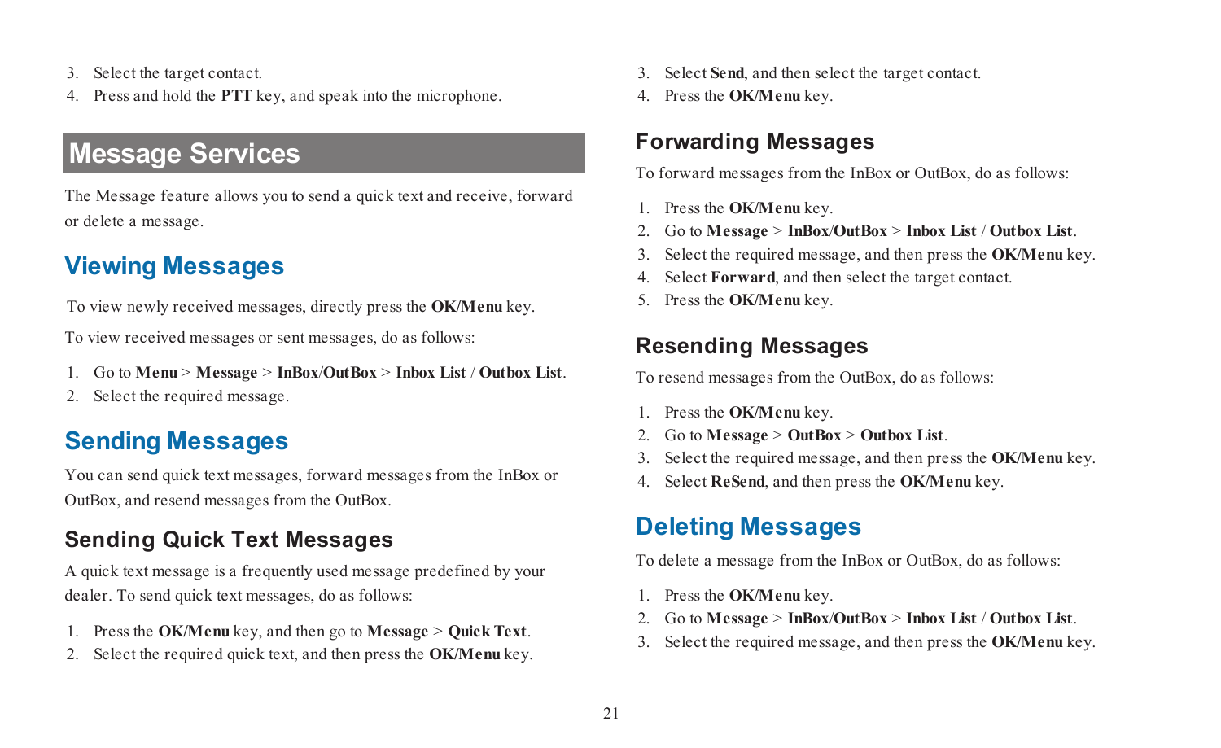3. Select the target contact.
4. Press and hold the **PTT** key, and speak into the microphone.

# Message Services

The Message feature allows you to send a quick text and receive, forward or delete a message.

## Viewing Messages

To view newly received messages, directly press the **OK/Menu** key.

To view received messages or sent messages, do as follows:

1. Go to **Menu** > **Message** > **InBox**/**OutBox** > **Inbox List** / **Outbox List**.
2. Select the required message.

## Sending Messages

You can send quick text messages, forward messages from the InBox or OutBox, and resend messages from the OutBox.

### Sending Quick Text Messages

A quick text message is a frequently used message predefined by your dealer. To send quick text messages, do as follows:

1. Press the **OK/Menu** key, and then go to **Message** > **Quick Text**.
2. Select the required quick text, and then press the **OK/Menu** key.
3. Select **Send**, and then select the target contact.
4. Press the **OK/Menu** key.

### Forwarding Messages

To forward messages from the InBox or OutBox, do as follows:

1. Press the **OK/Menu** key.
2. Go to **Message** > **InBox**/**OutBox** > **Inbox List** / **Outbox List**.
3. Select the required message, and then press the **OK/Menu** key.
4. Select **Forward**, and then select the target contact.
5. Press the **OK/Menu** key.

### Resending Messages

To resend messages from the OutBox, do as follows:

1. Press the **OK/Menu** key.
2. Go to **Message** > **OutBox** > **Outbox List**.
3. Select the required message, and then press the **OK/Menu** key.
4. Select **ReSend**, and then press the **OK/Menu** key.

## Deleting Messages

To delete a message from the InBox or OutBox, do as follows:

1. Press the **OK/Menu** key.
2. Go to **Message** > **InBox**/**OutBox** > **Inbox List** / **Outbox List**.
3. Select the required message, and then press the **OK/Menu** key.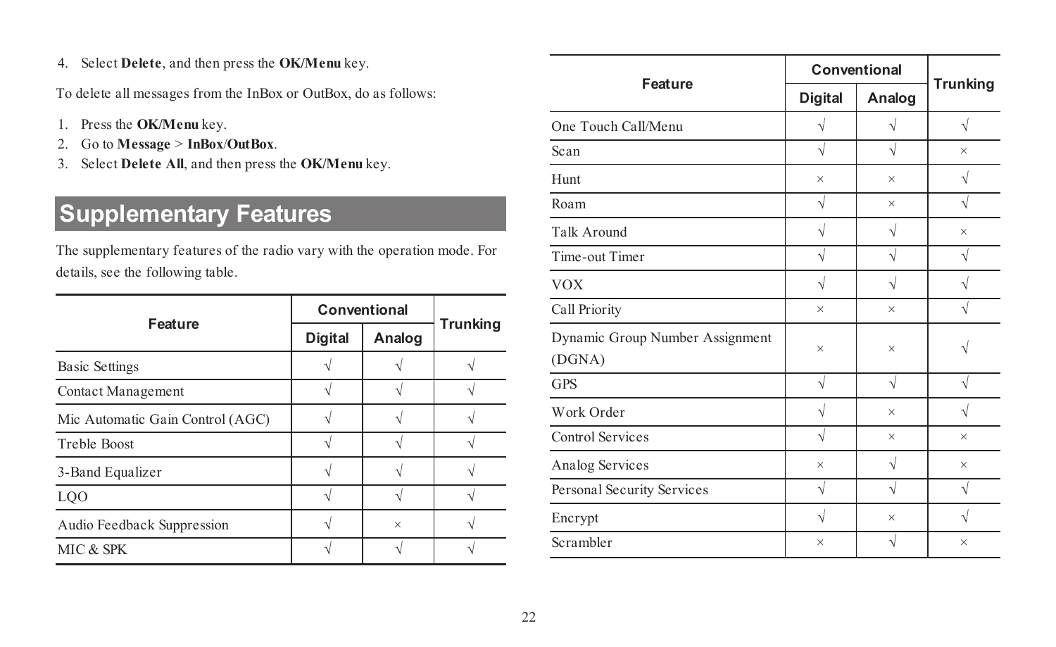4. Select **Delete**, and then press the **OK/Menu** key.

To delete all messages from the InBox or OutBox, do as follows:

1. Press the **OK/Menu** key.
2. Go to **Message** > **InBox**/**OutBox**.
3. Select **Delete All**, and then press the **OK/Menu** key.

## Supplementary Features

The supplementary features of the radio vary with the operation mode. For details, see the following table.

| Feature | Conventional | | Trunking |
|---|---|---|---|
| | Digital | Analog | |
| Basic Settings | √ | √ | √ |
| Contact Management | √ | √ | √ |
| Mic Automatic Gain Control (AGC) | √ | √ | √ |
| Treble Boost | √ | √ | √ |
| 3-Band Equalizer | √ | √ | √ |
| LQO | √ | √ | √ |
| Audio Feedback Suppression | √ | × | √ |
| MIC & SPK | √ | √ | √ |
| One Touch Call/Menu | √ | √ | √ |
| Scan | √ | √ | × |
| Hunt | × | × | √ |
| Roam | √ | × | √ |
| Talk Around | √ | √ | × |
| Time-out Timer | √ | √ | √ |
| VOX | √ | √ | √ |
| Call Priority | × | × | √ |
| Dynamic Group Number Assignment (DGNA) | × | × | √ |
| GPS | √ | √ | √ |
| Work Order | √ | × | √ |
| Control Services | √ | × | × |
| Analog Services | × | √ | × |
| Personal Security Services | √ | √ | √ |
| Encrypt | √ | × | √ |
| Scrambler | × | √ | × |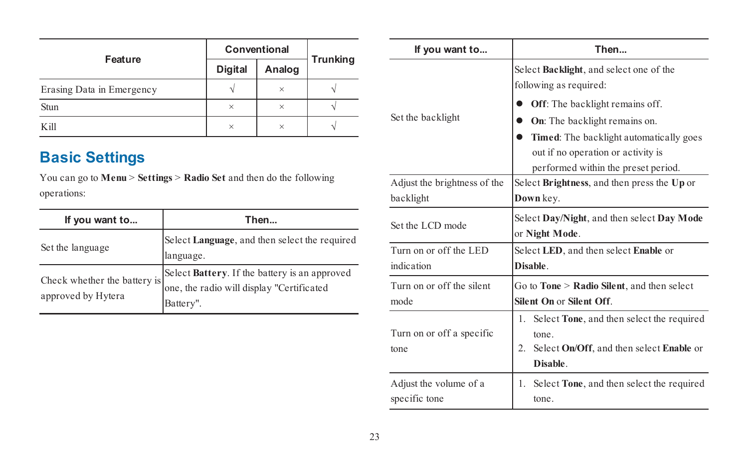| Feature | Conventional | | Trunking |
|---|---|---|---|
| | Digital | Analog | |
| Erasing Data in Emergency | √ | × | √ |
| Stun | × | × | √ |
| Kill | × | × | √ |

## Basic Settings

You can go to **Menu** > **Settings** > **Radio Set** and then do the following operations:

| If you want to... | Then... |
|---|---|
| Set the language | Select **Language**, and then select the required language. |
| Check whether the battery is approved by Hytera | Select **Battery**. If the battery is an approved one, the radio will display "Certificated Battery". |
| Set the backlight | Select **Backlight**, and select one of the following as required:<br>● **Off**: The backlight remains off.<br>● **On**: The backlight remains on.<br>● **Timed**: The backlight automatically goes out if no operation or activity is performed within the preset period. |
| Adjust the brightness of the backlight | Select **Brightness**, and then press the **Up** or **Down** key. |
| Set the LCD mode | Select **Day/Night**, and then select **Day Mode** or **Night Mode**. |
| Turn on or off the LED indication | Select **LED**, and then select **Enable** or **Disable**. |
| Turn on or off the silent mode | Go to **Tone** > **Radio Silent**, and then select **Silent On** or **Silent Off**. |
| Turn on or off a specific tone | 1. Select **Tone**, and then select the required tone.<br>2. Select **On/Off**, and then select **Enable** or **Disable**. |
| Adjust the volume of a specific tone | 1. Select **Tone**, and then select the required tone. |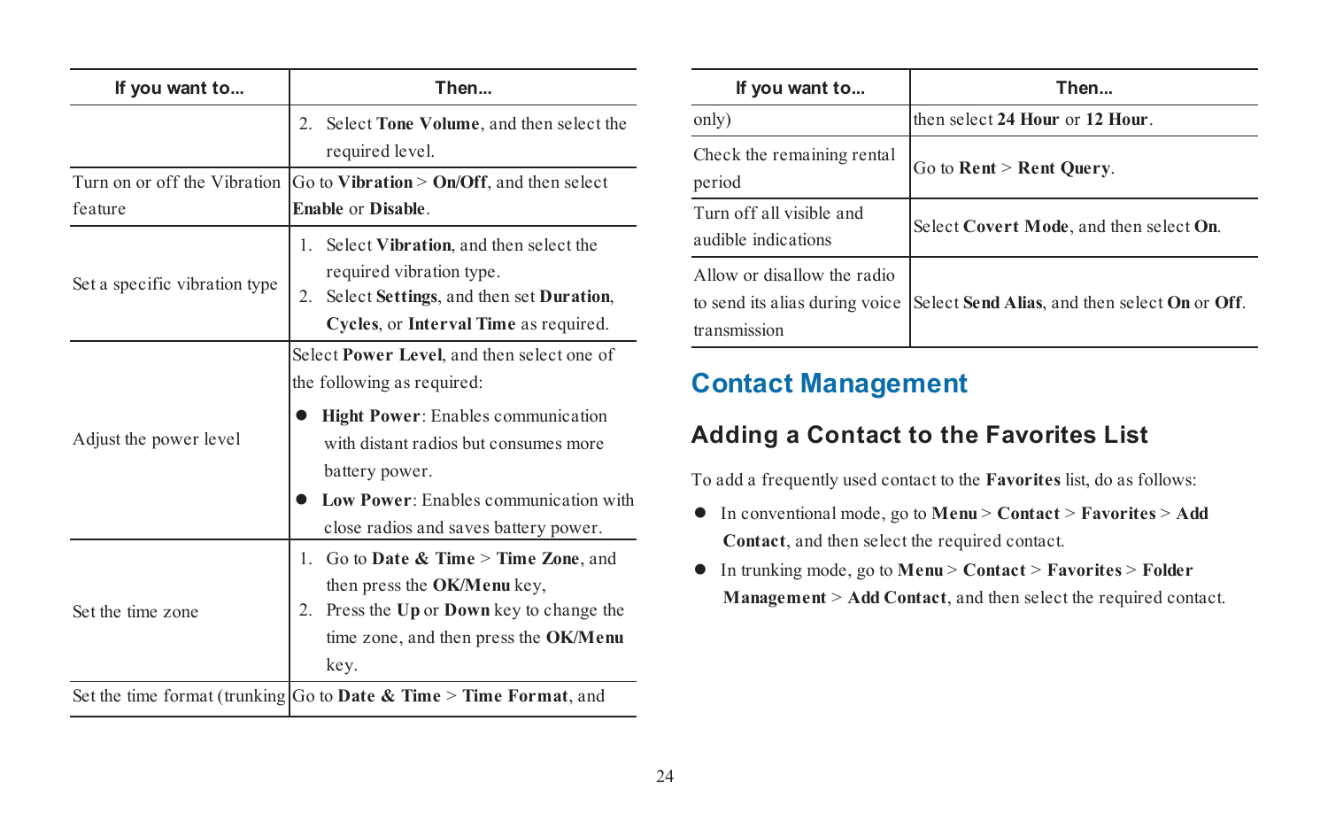| If you want to... | Then... |
| --- | --- |
| | 2. Select **Tone Volume**, and then select the required level. |
| Turn on or off the Vibration feature | Go to **Vibration** > **On/Off**, and then select **Enable** or **Disable**. |
| Set a specific vibration type | 1. Select **Vibration**, and then select the required vibration type.<br>2. Select **Settings**, and then set **Duration**, **Cycles**, or **Interval Time** as required. |
| Adjust the power level | Select **Power Level**, and then select one of the following as required:<br>● **Hight Power**: Enables communication with distant radios but consumes more battery power.<br>● **Low Power**: Enables communication with close radios and saves battery power. |
| Set the time zone | 1. Go to **Date & Time** > **Time Zone**, and then press the **OK/Menu** key,<br>2. Press the **Up** or **Down** key to change the time zone, and then press the **OK/Menu** key. |
| Set the time format (trunking only) | Go to **Date & Time** > **Time Format**, and then select **24 Hour** or **12 Hour**. |
| Check the remaining rental period | Go to **Rent** > **Rent Query**. |
| Turn off all visible and audible indications | Select **Covert Mode**, and then select **On**. |
| Allow or disallow the radio to send its alias during voice transmission | Select **Send Alias**, and then select **On** or **Off**. |

# Contact Management

## Adding a Contact to the Favorites List

To add a frequently used contact to the **Favorites** list, do as follows:

- In conventional mode, go to **Menu** > **Contact** > **Favorites** > **Add Contact**, and then select the required contact.
- In trunking mode, go to **Menu** > **Contact** > **Favorites** > **Folder Management** > **Add Contact**, and then select the required contact.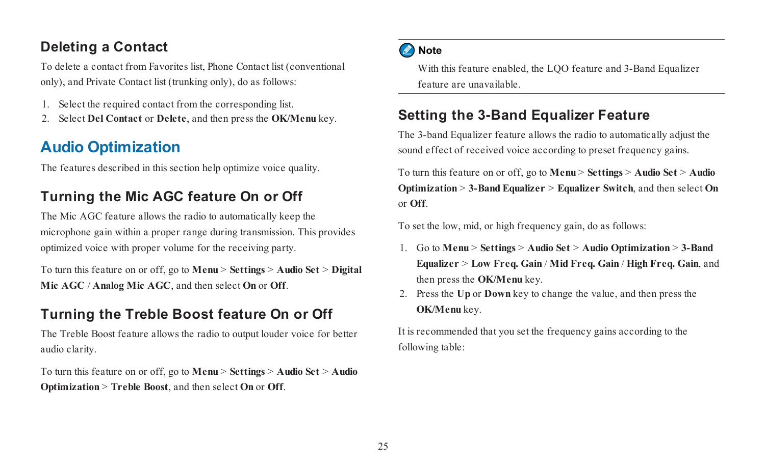## Deleting a Contact

To delete a contact from Favorites list, Phone Contact list (conventional only), and Private Contact list (trunking only), do as follows:

1. Select the required contact from the corresponding list.
2. Select **Del Contact** or **Delete**, and then press the **OK/Menu** key.

# Audio Optimization

The features described in this section help optimize voice quality.

## Turning the Mic AGC feature On or Off

The Mic AGC feature allows the radio to automatically keep the microphone gain within a proper range during transmission. This provides optimized voice with proper volume for the receiving party.

To turn this feature on or off, go to **Menu** > **Settings** > **Audio Set** > **Digital Mic AGC** / **Analog Mic AGC**, and then select **On** or **Off**.

## Turning the Treble Boost feature On or Off

The Treble Boost feature allows the radio to output louder voice for better audio clarity.

To turn this feature on or off, go to **Menu** > **Settings** > **Audio Set** > **Audio Optimization** > **Treble Boost**, and then select **On** or **Off**.

**Note**

With this feature enabled, the LQO feature and 3-Band Equalizer feature are unavailable.

## Setting the 3-Band Equalizer Feature

The 3-band Equalizer feature allows the radio to automatically adjust the sound effect of received voice according to preset frequency gains.

To turn this feature on or off, go to **Menu** > **Settings** > **Audio Set** > **Audio Optimization** > **3-Band Equalizer** > **Equalizer Switch**, and then select **On** or **Off**.

To set the low, mid, or high frequency gain, do as follows:

1. Go to **Menu** > **Settings** > **Audio Set** > **Audio Optimization** > **3-Band Equalizer** > **Low Freq. Gain** / **Mid Freq. Gain** / **High Freq. Gain**, and then press the **OK/Menu** key.
2. Press the **Up** or **Down** key to change the value, and then press the **OK/Menu** key.

It is recommended that you set the frequency gains according to the following table: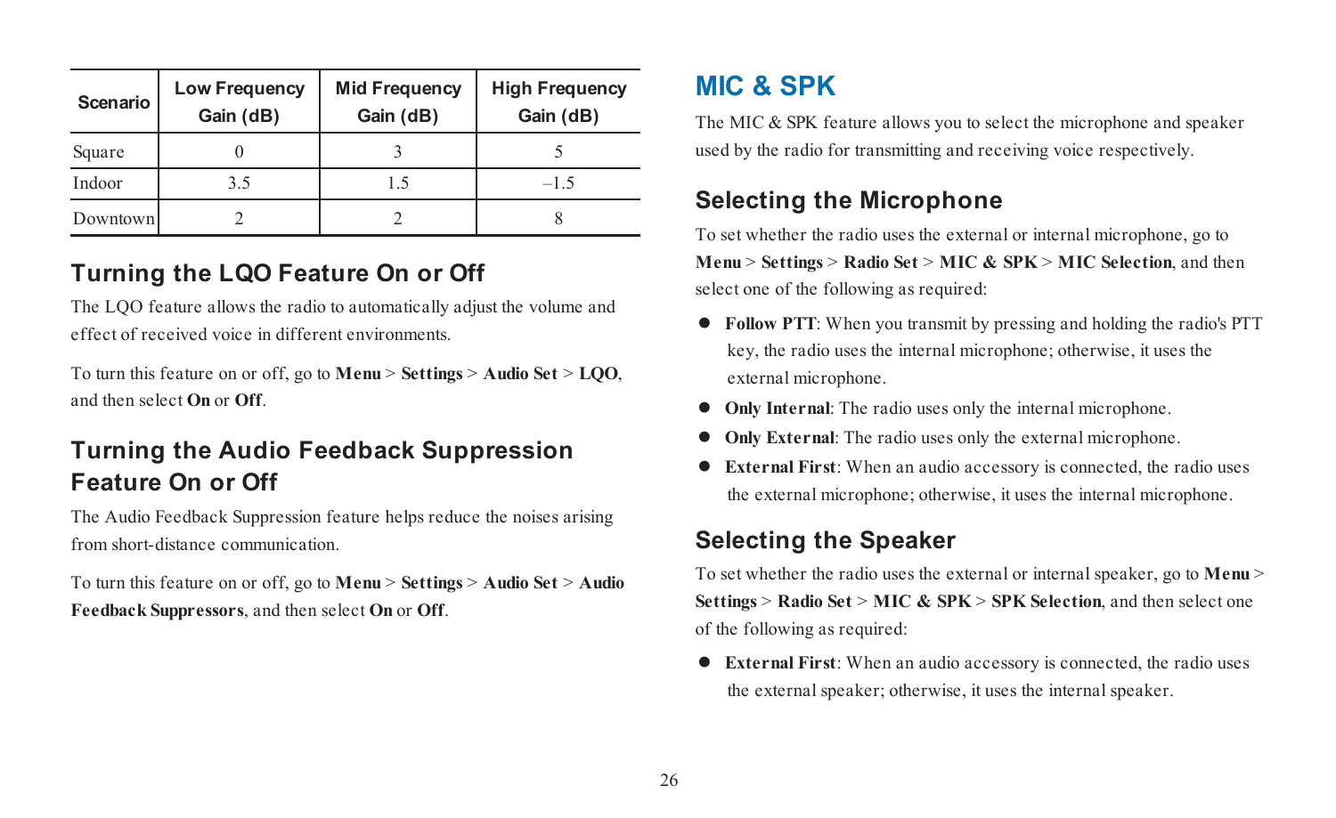| Scenario | Low Frequency Gain (dB) | Mid Frequency Gain (dB) | High Frequency Gain (dB) |
|---|---|---|---|
| Square | 0 | 3 | 5 |
| Indoor | 3.5 | 1.5 | –1.5 |
| Downtown | 2 | 2 | 8 |

## Turning the LQO Feature On or Off

The LQO feature allows the radio to automatically adjust the volume and effect of received voice in different environments.

To turn this feature on or off, go to **Menu** > **Settings** > **Audio Set** > **LQO**, and then select **On** or **Off**.

## Turning the Audio Feedback Suppression Feature On or Off

The Audio Feedback Suppression feature helps reduce the noises arising from short-distance communication.

To turn this feature on or off, go to **Menu** > **Settings** > **Audio Set** > **Audio Feedback Suppressors**, and then select **On** or **Off**.

# MIC & SPK

The MIC & SPK feature allows you to select the microphone and speaker used by the radio for transmitting and receiving voice respectively.

## Selecting the Microphone

To set whether the radio uses the external or internal microphone, go to **Menu** > **Settings** > **Radio Set** > **MIC & SPK** > **MIC Selection**, and then select one of the following as required:

- **Follow PTT**: When you transmit by pressing and holding the radio's PTT key, the radio uses the internal microphone; otherwise, it uses the external microphone.
- **Only Internal**: The radio uses only the internal microphone.
- **Only External**: The radio uses only the external microphone.
- **External First**: When an audio accessory is connected, the radio uses the external microphone; otherwise, it uses the internal microphone.

## Selecting the Speaker

To set whether the radio uses the external or internal speaker, go to **Menu** > **Settings** > **Radio Set** > **MIC & SPK** > **SPK Selection**, and then select one of the following as required:

- **External First**: When an audio accessory is connected, the radio uses the external speaker; otherwise, it uses the internal speaker.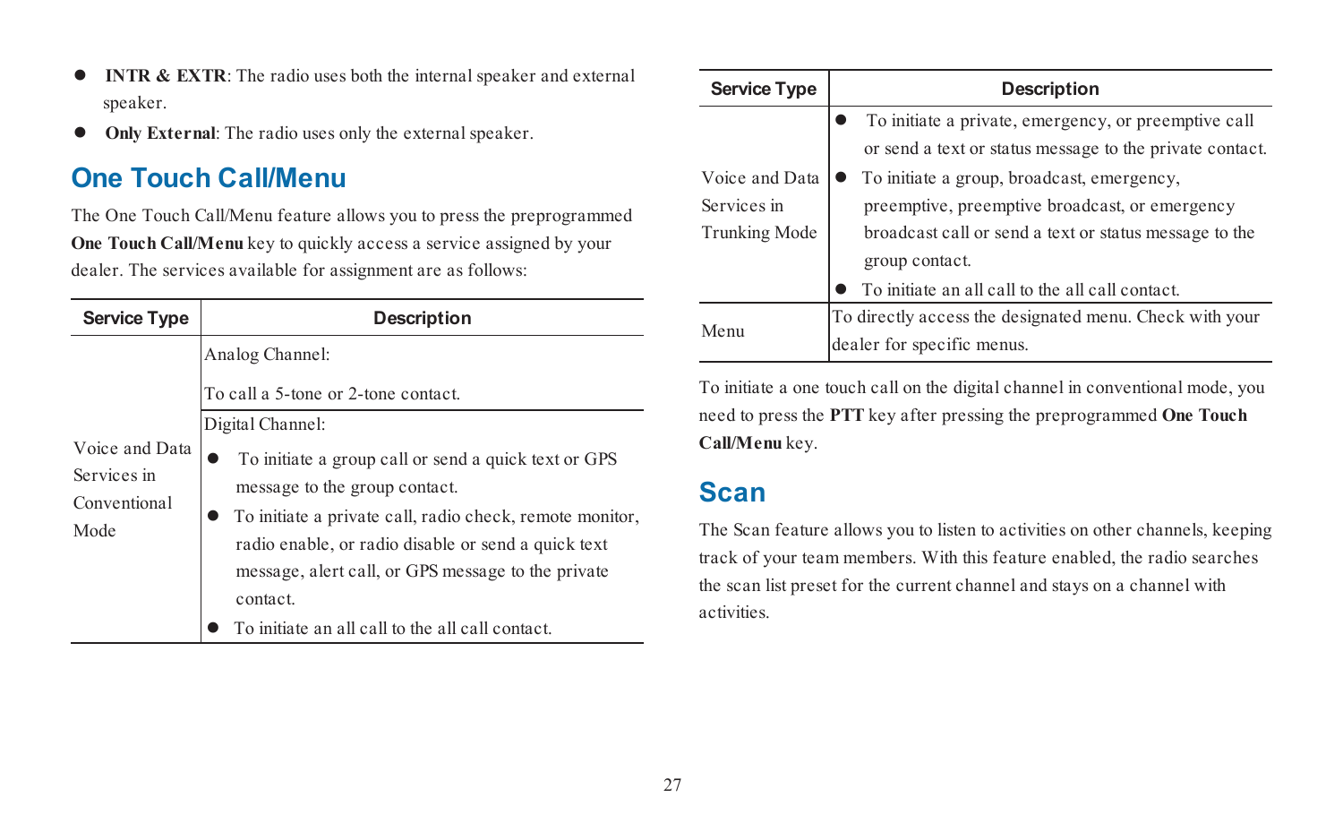- **INTR & EXTR**: The radio uses both the internal speaker and external speaker.
- **Only External**: The radio uses only the external speaker.

## One Touch Call/Menu

The One Touch Call/Menu feature allows you to press the preprogrammed **One Touch Call/Menu** key to quickly access a service assigned by your dealer. The services available for assignment are as follows:

| Service Type | Description |
| --- | --- |
| Voice and Data Services in Conventional Mode | Analog Channel:<br>To call a 5-tone or 2-tone contact. |
| | Digital Channel:<br>● To initiate a group call or send a quick text or GPS message to the group contact.<br>● To initiate a private call, radio check, remote monitor, radio enable, or radio disable or send a quick text message, alert call, or GPS message to the private contact.<br>● To initiate an all call to the all call contact. |
| Voice and Data Services in Trunking Mode | ● To initiate a private, emergency, or preemptive call or send a text or status message to the private contact.<br>● To initiate a group, broadcast, emergency, preemptive, preemptive broadcast, or emergency broadcast call or send a text or status message to the group contact.<br>● To initiate an all call to the all call contact. |
| Menu | To directly access the designated menu. Check with your dealer for specific menus. |

To initiate a one touch call on the digital channel in conventional mode, you need to press the **PTT** key after pressing the preprogrammed **One Touch Call/Menu** key.

## Scan

The Scan feature allows you to listen to activities on other channels, keeping track of your team members. With this feature enabled, the radio searches the scan list preset for the current channel and stays on a channel with activities.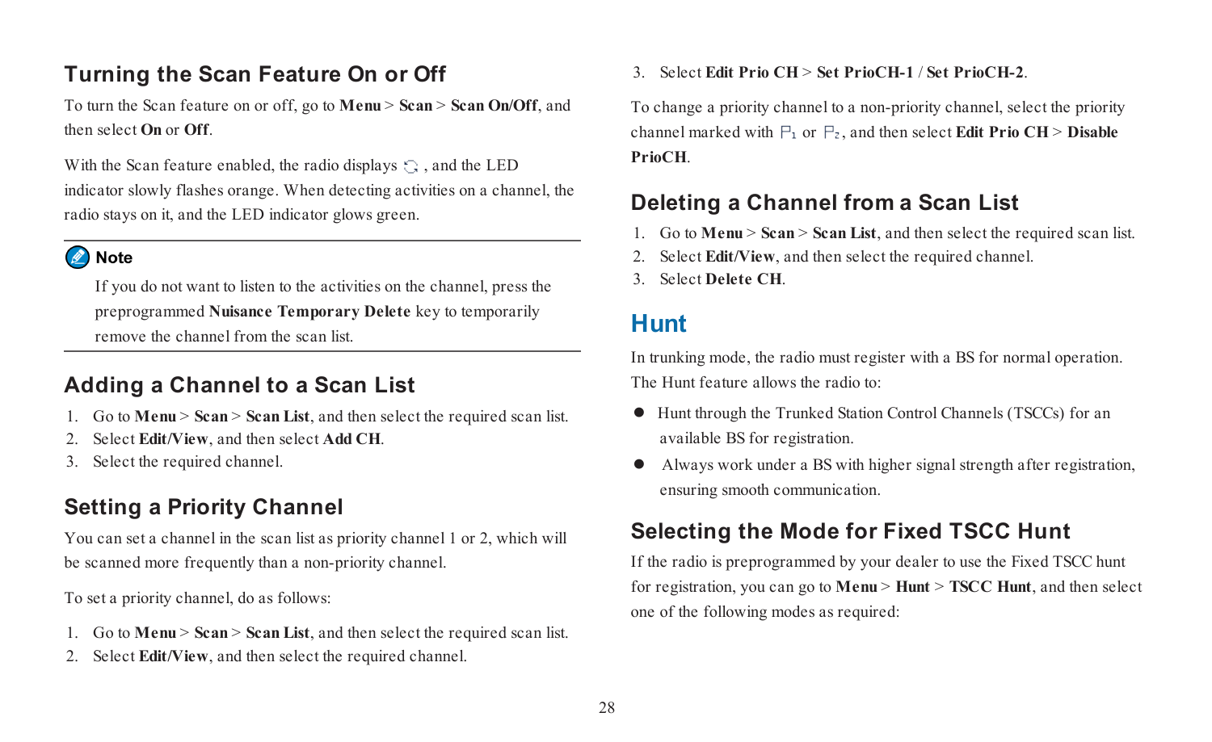## Turning the Scan Feature On or Off

To turn the Scan feature on or off, go to **Menu** > **Scan** > **Scan On/Off**, and then select **On** or **Off**.

With the Scan feature enabled, the radio displays , and the LED indicator slowly flashes orange. When detecting activities on a channel, the radio stays on it, and the LED indicator glows green.

**Note**

If you do not want to listen to the activities on the channel, press the preprogrammed **Nuisance Temporary Delete** key to temporarily remove the channel from the scan list.

## Adding a Channel to a Scan List

1. Go to **Menu** > **Scan** > **Scan List**, and then select the required scan list.
2. Select **Edit/View**, and then select **Add CH**.
3. Select the required channel.

## Setting a Priority Channel

You can set a channel in the scan list as priority channel 1 or 2, which will be scanned more frequently than a non-priority channel.

To set a priority channel, do as follows:

1. Go to **Menu** > **Scan** > **Scan List**, and then select the required scan list.
2. Select **Edit/View**, and then select the required channel.
3. Select **Edit Prio CH** > **Set PrioCH-1** / **Set PrioCH-2**.

To change a priority channel to a non-priority channel, select the priority channel marked with P1 or P2, and then select **Edit Prio CH** > **Disable PrioCH**.

## Deleting a Channel from a Scan List

1. Go to **Menu** > **Scan** > **Scan List**, and then select the required scan list.
2. Select **Edit/View**, and then select the required channel.
3. Select **Delete CH**.

# Hunt

In trunking mode, the radio must register with a BS for normal operation. The Hunt feature allows the radio to:

- Hunt through the Trunked Station Control Channels (TSCCs) for an available BS for registration.
- Always work under a BS with higher signal strength after registration, ensuring smooth communication.

## Selecting the Mode for Fixed TSCC Hunt

If the radio is preprogrammed by your dealer to use the Fixed TSCC hunt for registration, you can go to **Menu** > **Hunt** > **TSCC Hunt**, and then select one of the following modes as required: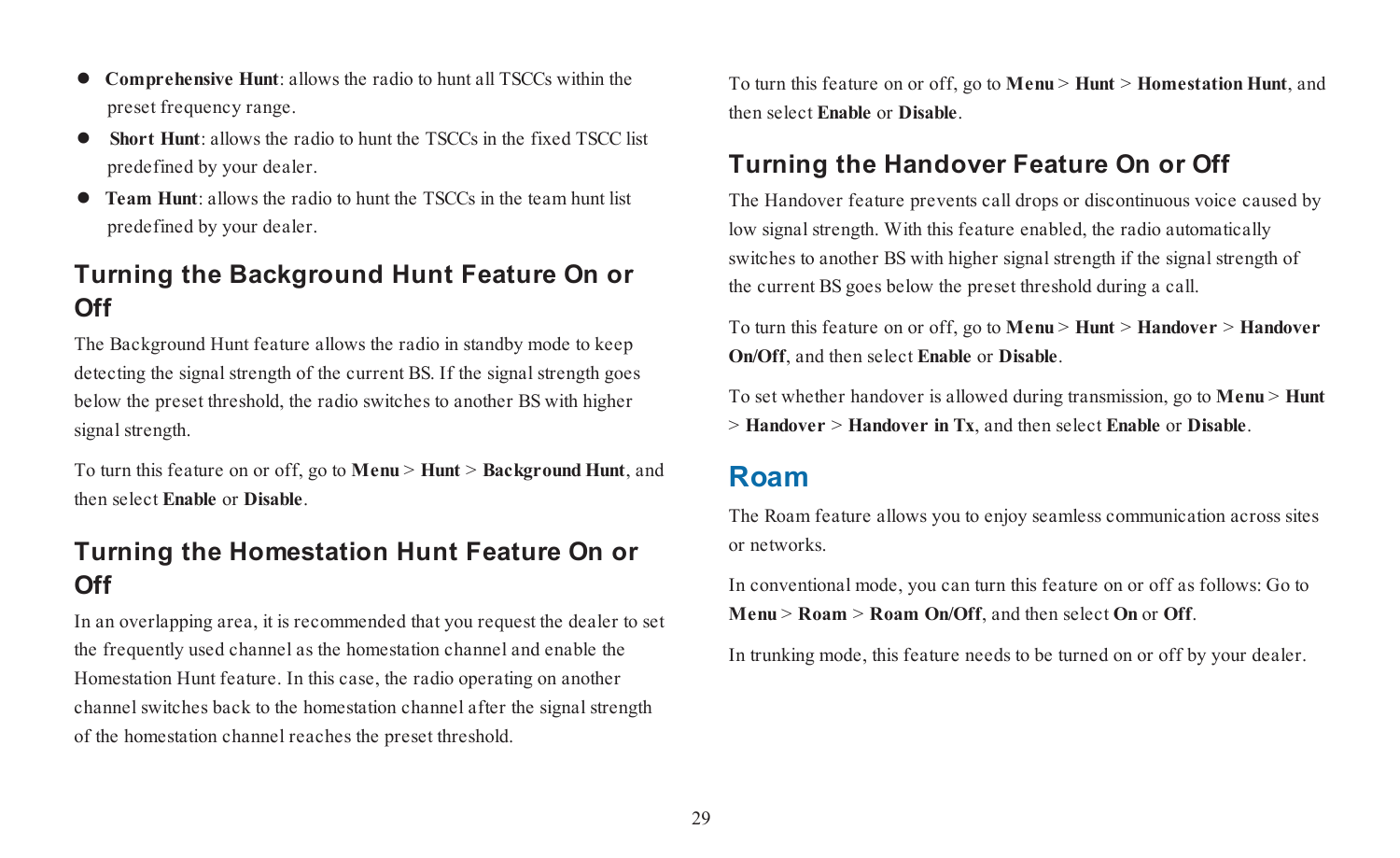- **Comprehensive Hunt**: allows the radio to hunt all TSCCs within the preset frequency range.
- **Short Hunt**: allows the radio to hunt the TSCCs in the fixed TSCC list predefined by your dealer.
- **Team Hunt**: allows the radio to hunt the TSCCs in the team hunt list predefined by your dealer.

### Turning the Background Hunt Feature On or Off

The Background Hunt feature allows the radio in standby mode to keep detecting the signal strength of the current BS. If the signal strength goes below the preset threshold, the radio switches to another BS with higher signal strength.

To turn this feature on or off, go to **Menu** > **Hunt** > **Background Hunt**, and then select **Enable** or **Disable**.

### Turning the Homestation Hunt Feature On or Off

In an overlapping area, it is recommended that you request the dealer to set the frequently used channel as the homestation channel and enable the Homestation Hunt feature. In this case, the radio operating on another channel switches back to the homestation channel after the signal strength of the homestation channel reaches the preset threshold.

To turn this feature on or off, go to **Menu** > **Hunt** > **Homestation Hunt**, and then select **Enable** or **Disable**.

### Turning the Handover Feature On or Off

The Handover feature prevents call drops or discontinuous voice caused by low signal strength. With this feature enabled, the radio automatically switches to another BS with higher signal strength if the signal strength of the current BS goes below the preset threshold during a call.

To turn this feature on or off, go to **Menu** > **Hunt** > **Handover** > **Handover On/Off**, and then select **Enable** or **Disable**.

To set whether handover is allowed during transmission, go to **Menu** > **Hunt** > **Handover** > **Handover in Tx**, and then select **Enable** or **Disable**.

## Roam

The Roam feature allows you to enjoy seamless communication across sites or networks.

In conventional mode, you can turn this feature on or off as follows: Go to **Menu** > **Roam** > **Roam On/Off**, and then select **On** or **Off**.

In trunking mode, this feature needs to be turned on or off by your dealer.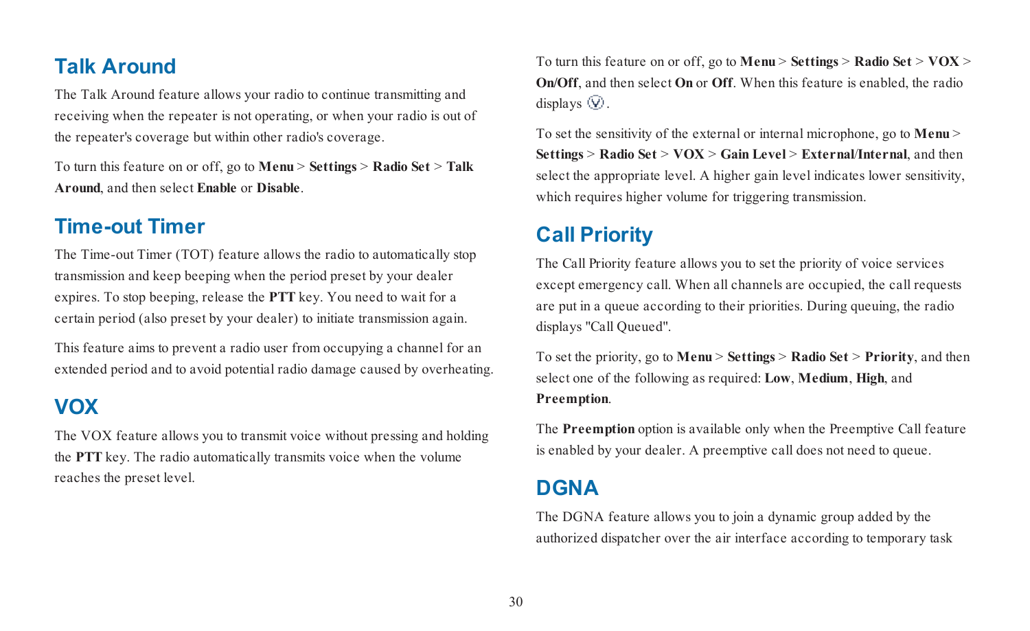## Talk Around

The Talk Around feature allows your radio to continue transmitting and receiving when the repeater is not operating, or when your radio is out of the repeater's coverage but within other radio's coverage.

To turn this feature on or off, go to **Menu** > **Settings** > **Radio Set** > **Talk Around**, and then select **Enable** or **Disable**.

## Time-out Timer

The Time-out Timer (TOT) feature allows the radio to automatically stop transmission and keep beeping when the period preset by your dealer expires. To stop beeping, release the **PTT** key. You need to wait for a certain period (also preset by your dealer) to initiate transmission again.

This feature aims to prevent a radio user from occupying a channel for an extended period and to avoid potential radio damage caused by overheating.

## VOX

The VOX feature allows you to transmit voice without pressing and holding the **PTT** key. The radio automatically transmits voice when the volume reaches the preset level.

To turn this feature on or off, go to **Menu** > **Settings** > **Radio Set** > **VOX** > **On/Off**, and then select **On** or **Off**. When this feature is enabled, the radio displays Ⓥ.

To set the sensitivity of the external or internal microphone, go to **Menu** > **Settings** > **Radio Set** > **VOX** > **Gain Level** > **External/Internal**, and then select the appropriate level. A higher gain level indicates lower sensitivity, which requires higher volume for triggering transmission.

## Call Priority

The Call Priority feature allows you to set the priority of voice services except emergency call. When all channels are occupied, the call requests are put in a queue according to their priorities. During queuing, the radio displays "Call Queued".

To set the priority, go to **Menu** > **Settings** > **Radio Set** > **Priority**, and then select one of the following as required: **Low**, **Medium**, **High**, and **Preemption**.

The **Preemption** option is available only when the Preemptive Call feature is enabled by your dealer. A preemptive call does not need to queue.

## DGNA

The DGNA feature allows you to join a dynamic group added by the authorized dispatcher over the air interface according to temporary task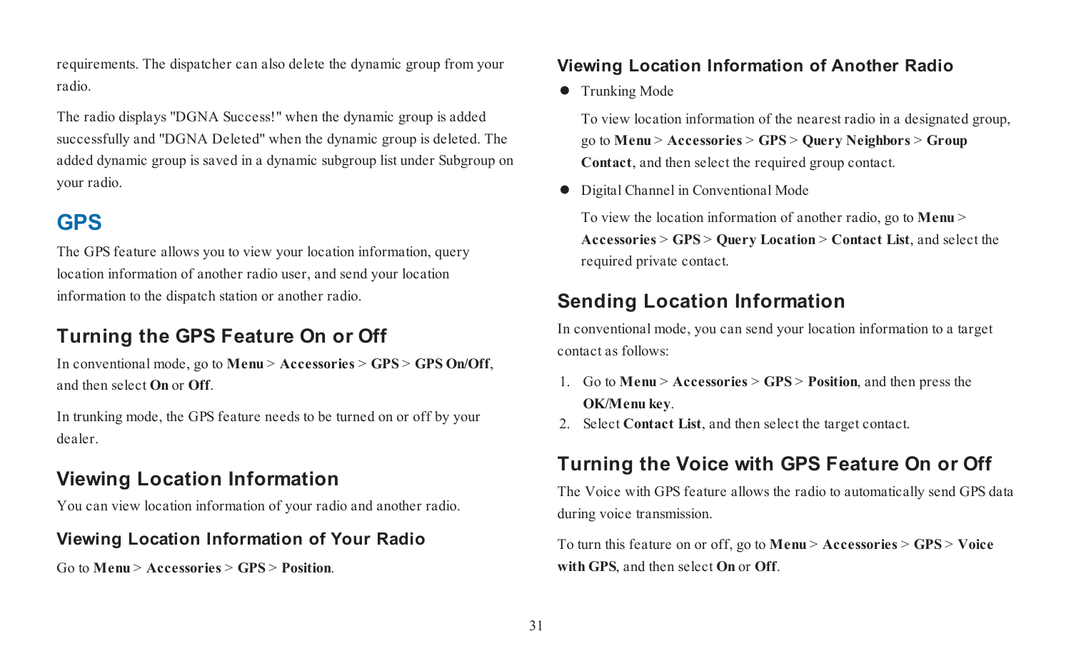requirements. The dispatcher can also delete the dynamic group from your radio.

The radio displays "DGNA Success!" when the dynamic group is added successfully and "DGNA Deleted" when the dynamic group is deleted. The added dynamic group is saved in a dynamic subgroup list under Subgroup on your radio.

# GPS

The GPS feature allows you to view your location information, query location information of another radio user, and send your location information to the dispatch station or another radio.

## Turning the GPS Feature On or Off

In conventional mode, go to **Menu** > **Accessories** > **GPS** > **GPS On/Off**, and then select **On** or **Off**.

In trunking mode, the GPS feature needs to be turned on or off by your dealer.

## Viewing Location Information

You can view location information of your radio and another radio.

### Viewing Location Information of Your Radio

Go to **Menu** > **Accessories** > **GPS** > **Position**.

### Viewing Location Information of Another Radio

- Trunking Mode

  To view location information of the nearest radio in a designated group, go to **Menu** > **Accessories** > **GPS** > **Query Neighbors** > **Group Contact**, and then select the required group contact.

- Digital Channel in Conventional Mode

  To view the location information of another radio, go to **Menu** > **Accessories** > **GPS** > **Query Location** > **Contact List**, and select the required private contact.

## Sending Location Information

In conventional mode, you can send your location information to a target contact as follows:

1. Go to **Menu** > **Accessories** > **GPS** > **Position**, and then press the **OK/Menu key**.
2. Select **Contact List**, and then select the target contact.

## Turning the Voice with GPS Feature On or Off

The Voice with GPS feature allows the radio to automatically send GPS data during voice transmission.

To turn this feature on or off, go to **Menu** > **Accessories** > **GPS** > **Voice with GPS**, and then select **On** or **Off**.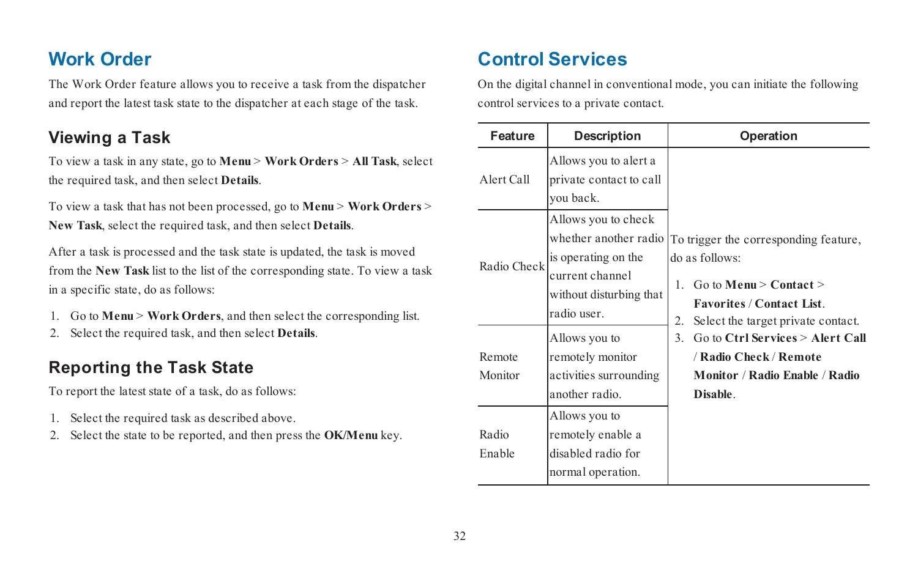## Work Order

The Work Order feature allows you to receive a task from the dispatcher and report the latest task state to the dispatcher at each stage of the task.

### Viewing a Task

To view a task in any state, go to **Menu** > **Work Orders** > **All Task**, select the required task, and then select **Details**.

To view a task that has not been processed, go to **Menu** > **Work Orders** > **New Task**, select the required task, and then select **Details**.

After a task is processed and the task state is updated, the task is moved from the **New Task** list to the list of the corresponding state. To view a task in a specific state, do as follows:

1. Go to **Menu** > **Work Orders**, and then select the corresponding list.
2. Select the required task, and then select **Details**.

### Reporting the Task State

To report the latest state of a task, do as follows:

1. Select the required task as described above.
2. Select the state to be reported, and then press the **OK/Menu** key.

## Control Services

On the digital channel in conventional mode, you can initiate the following control services to a private contact.

| Feature | Description | Operation |
|---|---|---|
| Alert Call | Allows you to alert a private contact to call you back. | To trigger the corresponding feature, do as follows:<br>1. Go to **Menu** > **Contact** > **Favorites** / **Contact List**.<br>2. Select the target private contact.<br>3. Go to **Ctrl Services** > **Alert Call** / **Radio Check** / **Remote Monitor** / **Radio Enable** / **Radio Disable**. |
| Radio Check | Allows you to check whether another radio is operating on the current channel without disturbing that radio user. | |
| Remote Monitor | Allows you to remotely monitor activities surrounding another radio. | |
| Radio Enable | Allows you to remotely enable a disabled radio for normal operation. | |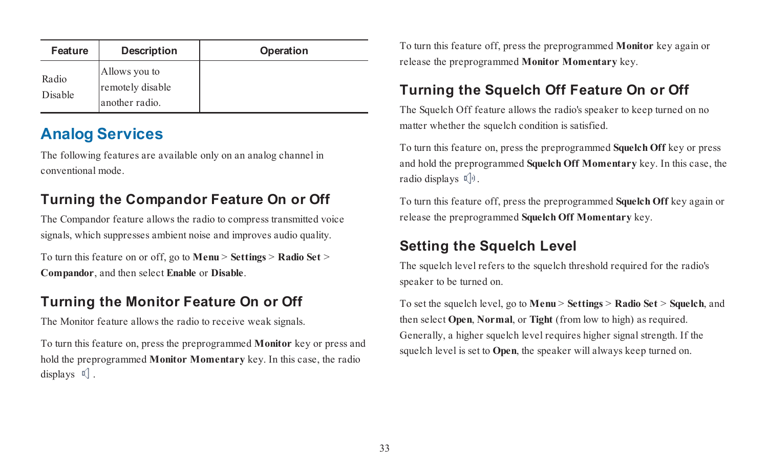| Feature | Description | Operation |
| --- | --- | --- |
| Radio Disable | Allows you to remotely disable another radio. | |

# Analog Services

The following features are available only on an analog channel in conventional mode.

## Turning the Compandor Feature On or Off

The Compandor feature allows the radio to compress transmitted voice signals, which suppresses ambient noise and improves audio quality.

To turn this feature on or off, go to **Menu** > **Settings** > **Radio Set** > **Compandor**, and then select **Enable** or **Disable**.

## Turning the Monitor Feature On or Off

The Monitor feature allows the radio to receive weak signals.

To turn this feature on, press the preprogrammed **Monitor** key or press and hold the preprogrammed **Monitor Momentary** key. In this case, the radio displays .

To turn this feature off, press the preprogrammed **Monitor** key again or release the preprogrammed **Monitor Momentary** key.

## Turning the Squelch Off Feature On or Off

The Squelch Off feature allows the radio's speaker to keep turned on no matter whether the squelch condition is satisfied.

To turn this feature on, press the preprogrammed **Squelch Off** key or press and hold the preprogrammed **Squelch Off Momentary** key. In this case, the radio displays .

To turn this feature off, press the preprogrammed **Squelch Off** key again or release the preprogrammed **Squelch Off Momentary** key.

## Setting the Squelch Level

The squelch level refers to the squelch threshold required for the radio's speaker to be turned on.

To set the squelch level, go to **Menu** > **Settings** > **Radio Set** > **Squelch**, and then select **Open**, **Normal**, or **Tight** (from low to high) as required. Generally, a higher squelch level requires higher signal strength. If the squelch level is set to **Open**, the speaker will always keep turned on.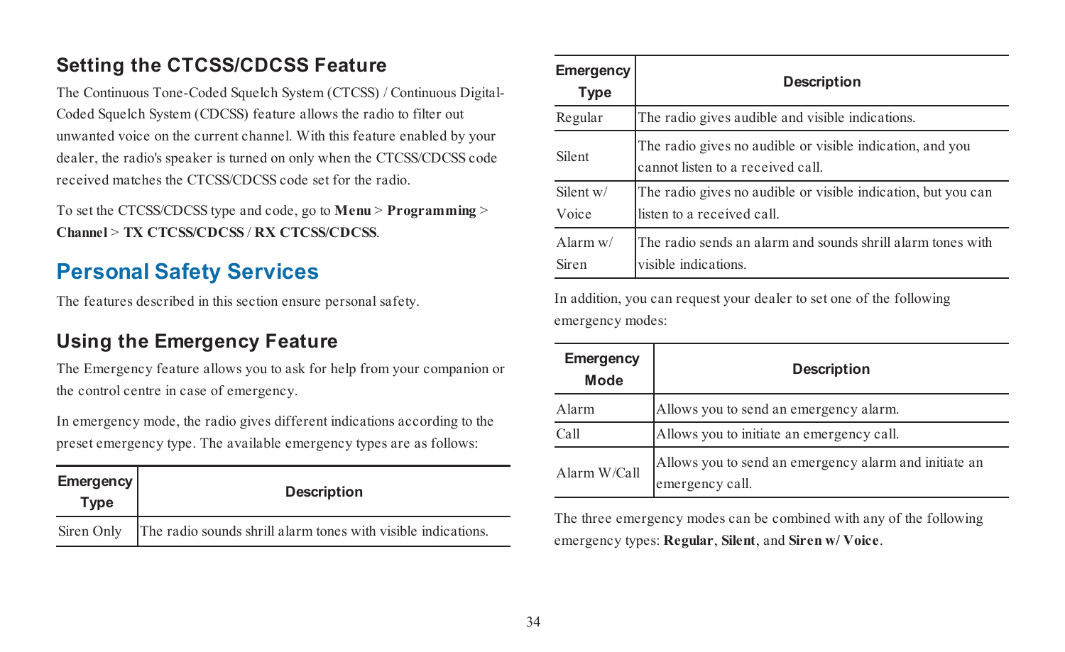## Setting the CTCSS/CDCSS Feature

The Continuous Tone-Coded Squelch System (CTCSS) / Continuous Digital-Coded Squelch System (CDCSS) feature allows the radio to filter out unwanted voice on the current channel. With this feature enabled by your dealer, the radio's speaker is turned on only when the CTCSS/CDCSS code received matches the CTCSS/CDCSS code set for the radio.

To set the CTCSS/CDCSS type and code, go to **Menu** > **Programming** > **Channel** > **TX CTCSS/CDCSS** / **RX CTCSS/CDCSS**.

# Personal Safety Services

The features described in this section ensure personal safety.

## Using the Emergency Feature

The Emergency feature allows you to ask for help from your companion or the control centre in case of emergency.

In emergency mode, the radio gives different indications according to the preset emergency type. The available emergency types are as follows:

| Emergency Type | Description |
|---|---|
| Siren Only | The radio sounds shrill alarm tones with visible indications. |
| Regular | The radio gives audible and visible indications. |
| Silent | The radio gives no audible or visible indication, and you cannot listen to a received call. |
| Silent w/ Voice | The radio gives no audible or visible indication, but you can listen to a received call. |
| Alarm w/ Siren | The radio sends an alarm and sounds shrill alarm tones with visible indications. |

In addition, you can request your dealer to set one of the following emergency modes:

| Emergency Mode | Description |
|---|---|
| Alarm | Allows you to send an emergency alarm. |
| Call | Allows you to initiate an emergency call. |
| Alarm W/Call | Allows you to send an emergency alarm and initiate an emergency call. |

The three emergency modes can be combined with any of the following emergency types: **Regular**, **Silent**, and **Siren w/ Voice**.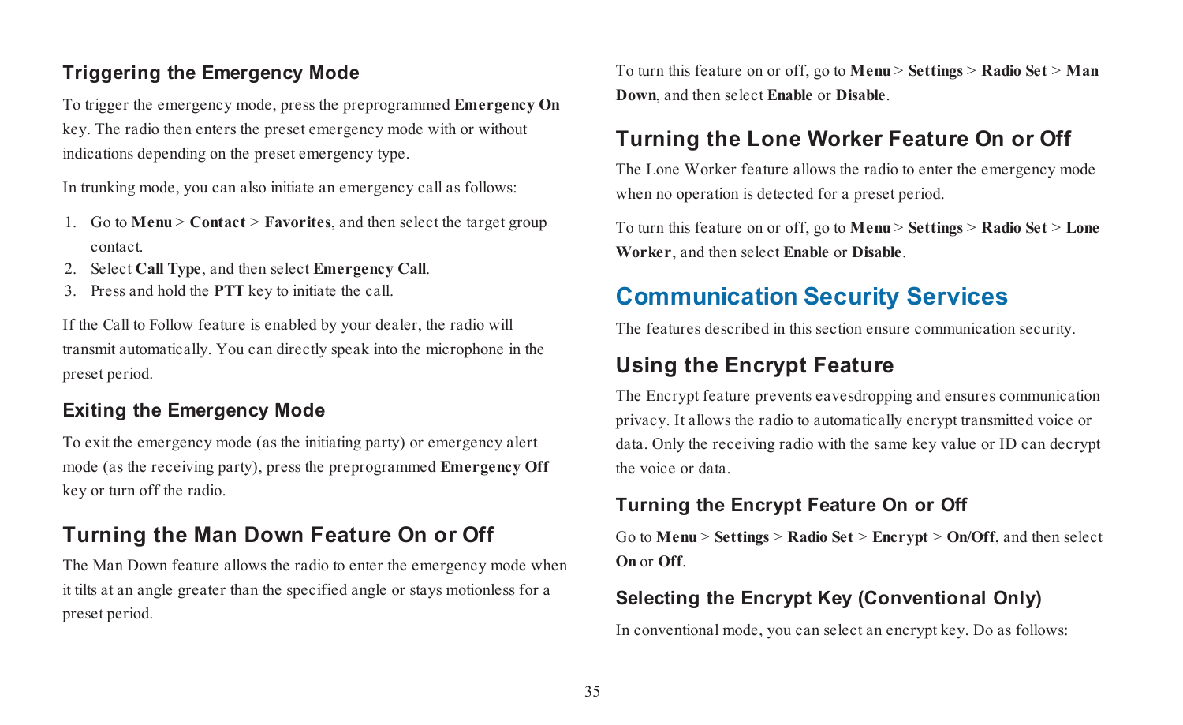### Triggering the Emergency Mode

To trigger the emergency mode, press the preprogrammed **Emergency On** key. The radio then enters the preset emergency mode with or without indications depending on the preset emergency type.

In trunking mode, you can also initiate an emergency call as follows:

1. Go to **Menu** > **Contact** > **Favorites**, and then select the target group contact.
2. Select **Call Type**, and then select **Emergency Call**.
3. Press and hold the **PTT** key to initiate the call.

If the Call to Follow feature is enabled by your dealer, the radio will transmit automatically. You can directly speak into the microphone in the preset period.

### Exiting the Emergency Mode

To exit the emergency mode (as the initiating party) or emergency alert mode (as the receiving party), press the preprogrammed **Emergency Off** key or turn off the radio.

## Turning the Man Down Feature On or Off

The Man Down feature allows the radio to enter the emergency mode when it tilts at an angle greater than the specified angle or stays motionless for a preset period.

To turn this feature on or off, go to **Menu** > **Settings** > **Radio Set** > **Man Down**, and then select **Enable** or **Disable**.

## Turning the Lone Worker Feature On or Off

The Lone Worker feature allows the radio to enter the emergency mode when no operation is detected for a preset period.

To turn this feature on or off, go to **Menu** > **Settings** > **Radio Set** > **Lone Worker**, and then select **Enable** or **Disable**.

# Communication Security Services

The features described in this section ensure communication security.

## Using the Encrypt Feature

The Encrypt feature prevents eavesdropping and ensures communication privacy. It allows the radio to automatically encrypt transmitted voice or data. Only the receiving radio with the same key value or ID can decrypt the voice or data.

### Turning the Encrypt Feature On or Off

Go to **Menu** > **Settings** > **Radio Set** > **Encrypt** > **On/Off**, and then select **On** or **Off**.

### Selecting the Encrypt Key (Conventional Only)

In conventional mode, you can select an encrypt key. Do as follows: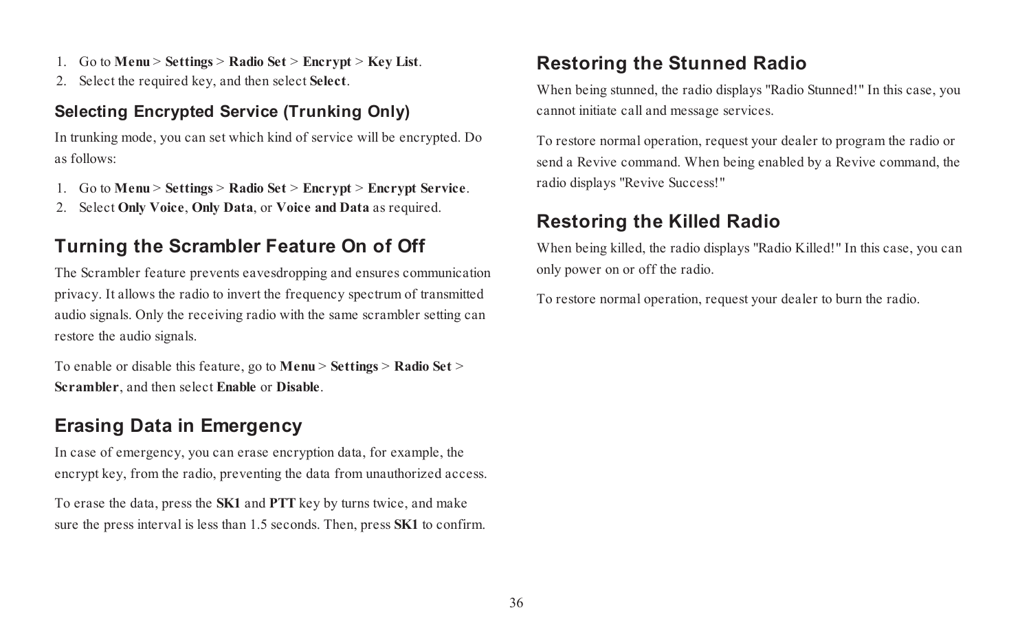1. Go to **Menu** > **Settings** > **Radio Set** > **Encrypt** > **Key List**.
2. Select the required key, and then select **Select**.

### Selecting Encrypted Service (Trunking Only)

In trunking mode, you can set which kind of service will be encrypted. Do as follows:

1. Go to **Menu** > **Settings** > **Radio Set** > **Encrypt** > **Encrypt Service**.
2. Select **Only Voice**, **Only Data**, or **Voice and Data** as required.

## Turning the Scrambler Feature On of Off

The Scrambler feature prevents eavesdropping and ensures communication privacy. It allows the radio to invert the frequency spectrum of transmitted audio signals. Only the receiving radio with the same scrambler setting can restore the audio signals.

To enable or disable this feature, go to **Menu** > **Settings** > **Radio Set** > **Scrambler**, and then select **Enable** or **Disable**.

## Erasing Data in Emergency

In case of emergency, you can erase encryption data, for example, the encrypt key, from the radio, preventing the data from unauthorized access.

To erase the data, press the **SK1** and **PTT** key by turns twice, and make sure the press interval is less than 1.5 seconds. Then, press **SK1** to confirm.

## Restoring the Stunned Radio

When being stunned, the radio displays "Radio Stunned!" In this case, you cannot initiate call and message services.

To restore normal operation, request your dealer to program the radio or send a Revive command. When being enabled by a Revive command, the radio displays "Revive Success!"

## Restoring the Killed Radio

When being killed, the radio displays "Radio Killed!" In this case, you can only power on or off the radio.

To restore normal operation, request your dealer to burn the radio.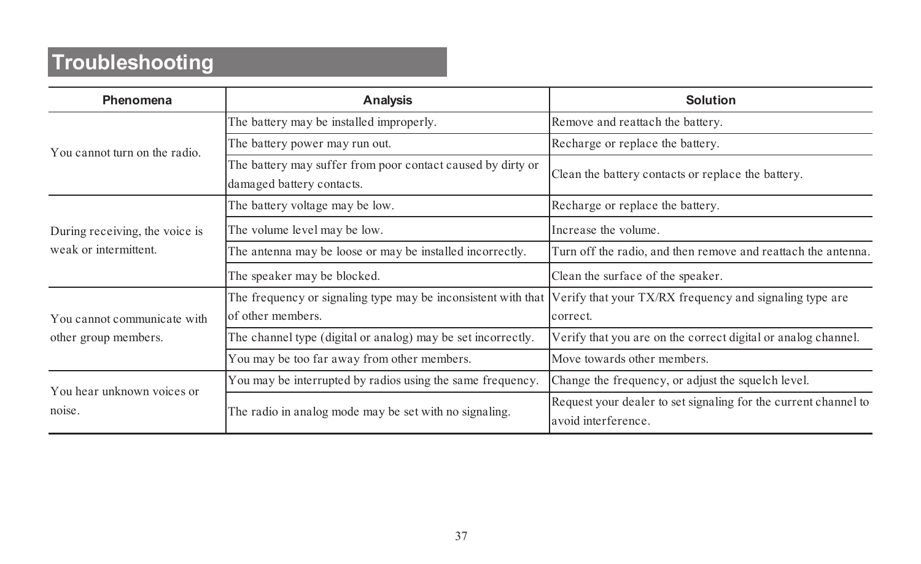# Troubleshooting

| Phenomena | Analysis | Solution |
|---|---|---|
| You cannot turn on the radio. | The battery may be installed improperly. | Remove and reattach the battery. |
| | The battery power may run out. | Recharge or replace the battery. |
| | The battery may suffer from poor contact caused by dirty or damaged battery contacts. | Clean the battery contacts or replace the battery. |
| During receiving, the voice is weak or intermittent. | The battery voltage may be low. | Recharge or replace the battery. |
| | The volume level may be low. | Increase the volume. |
| | The antenna may be loose or may be installed incorrectly. | Turn off the radio, and then remove and reattach the antenna. |
| | The speaker may be blocked. | Clean the surface of the speaker. |
| You cannot communicate with other group members. | The frequency or signaling type may be inconsistent with that of other members. | Verify that your TX/RX frequency and signaling type are correct. |
| | The channel type (digital or analog) may be set incorrectly. | Verify that you are on the correct digital or analog channel. |
| | You may be too far away from other members. | Move towards other members. |
| You hear unknown voices or noise. | You may be interrupted by radios using the same frequency. | Change the frequency, or adjust the squelch level. |
| | The radio in analog mode may be set with no signaling. | Request your dealer to set signaling for the current channel to avoid interference. |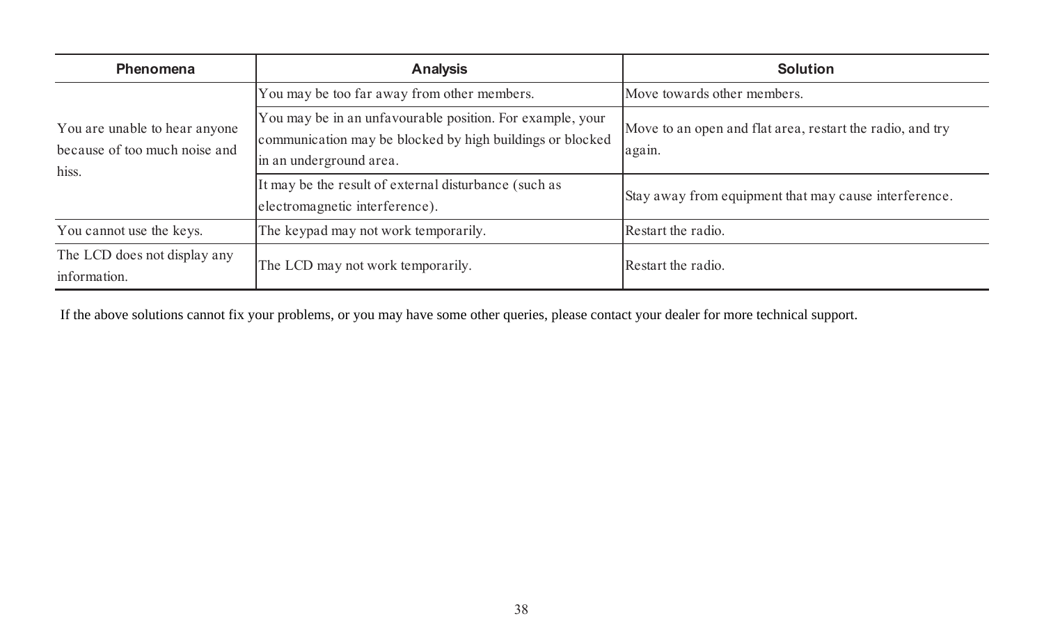| Phenomena | Analysis | Solution |
|---|---|---|
| You are unable to hear anyone because of too much noise and hiss. | You may be too far away from other members. | Move towards other members. |
| | You may be in an unfavourable position. For example, your communication may be blocked by high buildings or blocked in an underground area. | Move to an open and flat area, restart the radio, and try again. |
| | It may be the result of external disturbance (such as electromagnetic interference). | Stay away from equipment that may cause interference. |
| You cannot use the keys. | The keypad may not work temporarily. | Restart the radio. |
| The LCD does not display any information. | The LCD may not work temporarily. | Restart the radio. |

If the above solutions cannot fix your problems, or you may have some other queries, please contact your dealer for more technical support.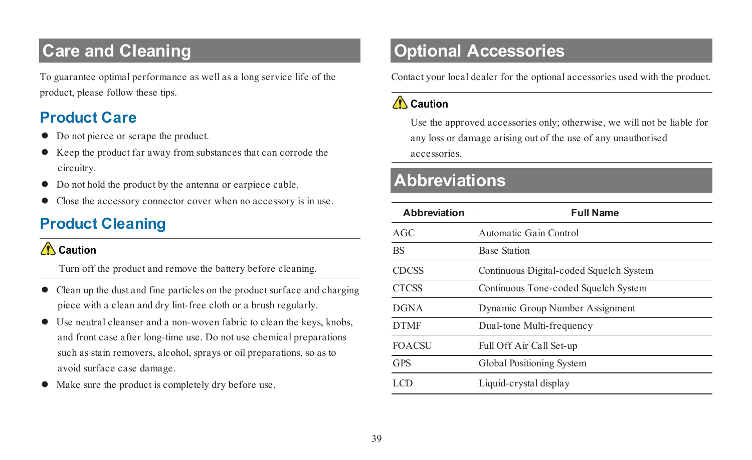# Care and Cleaning

To guarantee optimal performance as well as a long service life of the product, please follow these tips.

## Product Care

- Do not pierce or scrape the product.
- Keep the product far away from substances that can corrode the circuitry.
- Do not hold the product by the antenna or earpiece cable.
- Close the accessory connector cover when no accessory is in use.

## Product Cleaning

**Caution**

Turn off the product and remove the battery before cleaning.

- Clean up the dust and fine particles on the product surface and charging piece with a clean and dry lint-free cloth or a brush regularly.
- Use neutral cleanser and a non-woven fabric to clean the keys, knobs, and front case after long-time use. Do not use chemical preparations such as stain removers, alcohol, sprays or oil preparations, so as to avoid surface case damage.
- Make sure the product is completely dry before use.

# Optional Accessories

Contact your local dealer for the optional accessories used with the product.

**Caution**

Use the approved accessories only; otherwise, we will not be liable for any loss or damage arising out of the use of any unauthorised accessories.

# Abbreviations

| Abbreviation | Full Name |
|---|---|
| AGC | Automatic Gain Control |
| BS | Base Station |
| CDCSS | Continuous Digital-coded Squelch System |
| CTCSS | Continuous Tone-coded Squelch System |
| DGNA | Dynamic Group Number Assignment |
| DTMF | Dual-tone Multi-frequency |
| FOACSU | Full Off Air Call Set-up |
| GPS | Global Positioning System |
| LCD | Liquid-crystal display |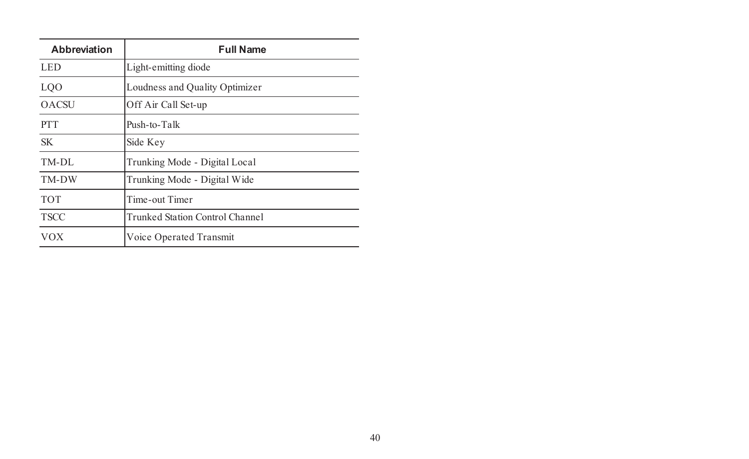| Abbreviation | Full Name |
|---|---|
| LED | Light-emitting diode |
| LQO | Loudness and Quality Optimizer |
| OACSU | Off Air Call Set-up |
| PTT | Push-to-Talk |
| SK | Side Key |
| TM-DL | Trunking Mode - Digital Local |
| TM-DW | Trunking Mode - Digital Wide |
| TOT | Time-out Timer |
| TSCC | Trunked Station Control Channel |
| VOX | Voice Operated Transmit |